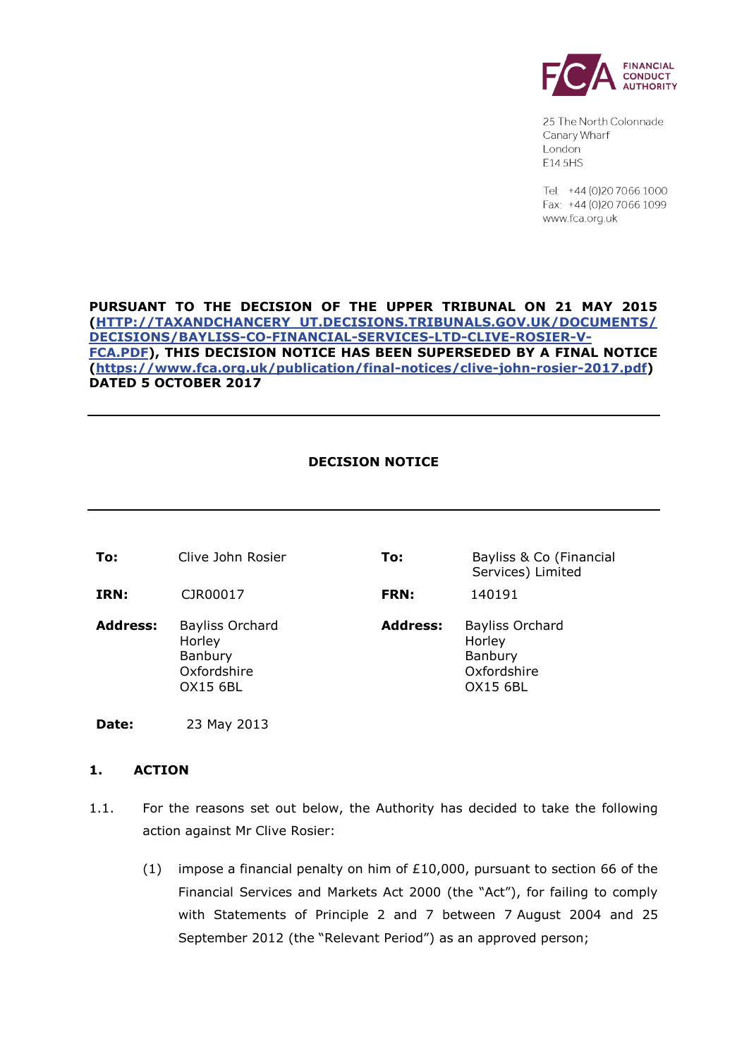FINANCIAL CONDUCT AUTHORITY

25 The North Colonnade
Canary Wharf
London
E14 5HS

Tel: +44 (0)20 7066 1000
Fax: +44 (0)20 7066 1099
www.fca.org.uk

**PURSUANT TO THE DECISION OF THE UPPER TRIBUNAL ON 21 MAY 2015 (HTTP://TAXANDCHANCERY_UT.DECISIONS.TRIBUNALS.GOV.UK/DOCUMENTS/DECISIONS/BAYLISS-CO-FINANCIAL-SERVICES-LTD-CLIVE-ROSIER-V-FCA.PDF), THIS DECISION NOTICE HAS BEEN SUPERSEDED BY A FINAL NOTICE (https://www.fca.org.uk/publication/final-notices/clive-john-rosier-2017.pdf) DATED 5 OCTOBER 2017**

---

**DECISION NOTICE**

---

| | | | |
|---|---|---|---|
| **To:** | Clive John Rosier | **To:** | Bayliss & Co (Financial Services) Limited |
| **IRN:** | CJR00017 | **FRN:** | 140191 |
| **Address:** | Bayliss Orchard<br>Horley<br>Banbury<br>Oxfordshire<br>OX15 6BL | **Address:** | Bayliss Orchard<br>Horley<br>Banbury<br>Oxfordshire<br>OX15 6BL |

**Date:** 23 May 2013

## 1. ACTION

1.1. For the reasons set out below, the Authority has decided to take the following action against Mr Clive Rosier:

(1) impose a financial penalty on him of £10,000, pursuant to section 66 of the Financial Services and Markets Act 2000 (the "Act"), for failing to comply with Statements of Principle 2 and 7 between 7 August 2004 and 25 September 2012 (the "Relevant Period") as an approved person;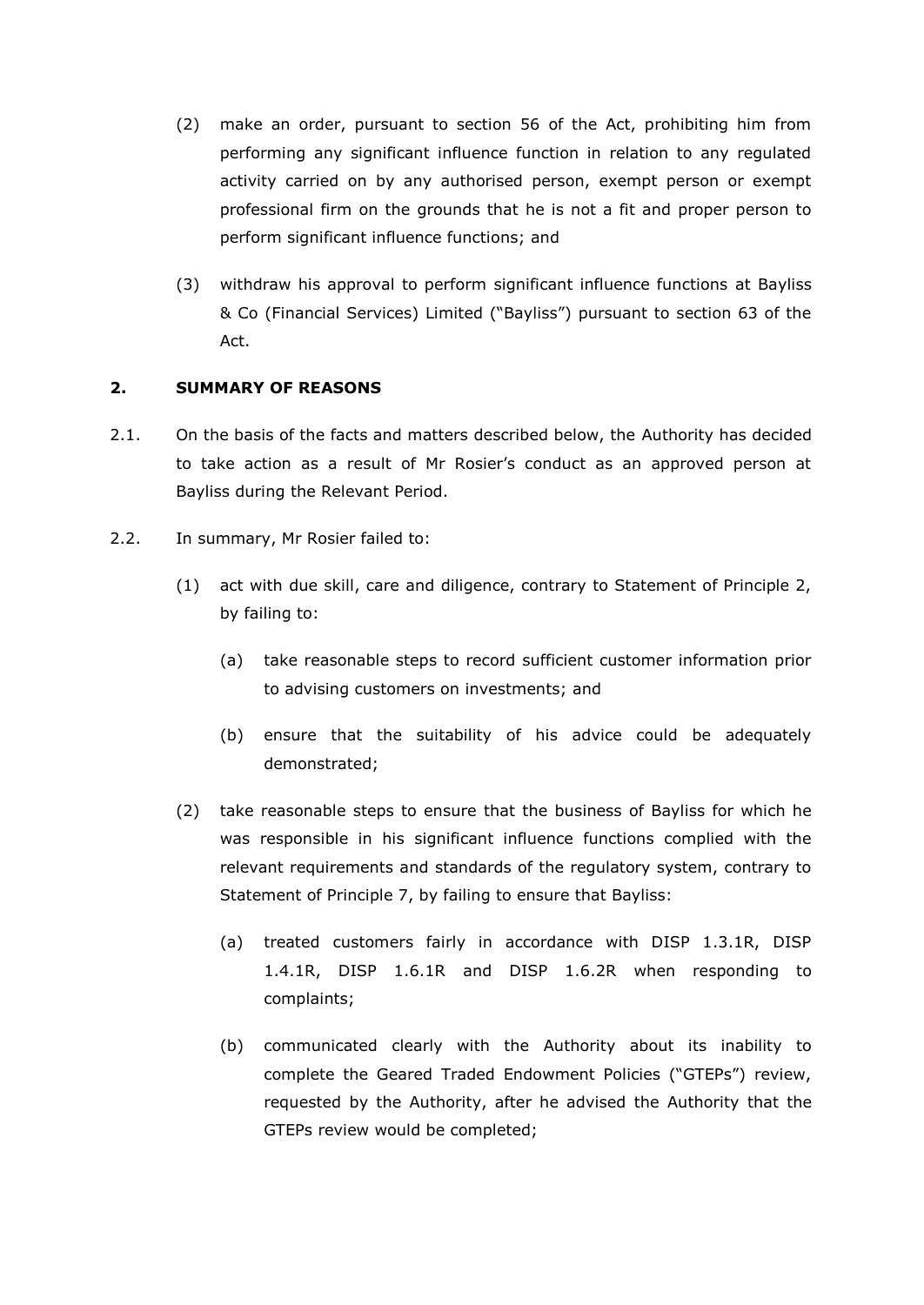(2) make an order, pursuant to section 56 of the Act, prohibiting him from performing any significant influence function in relation to any regulated activity carried on by any authorised person, exempt person or exempt professional firm on the grounds that he is not a fit and proper person to perform significant influence functions; and

(3) withdraw his approval to perform significant influence functions at Bayliss & Co (Financial Services) Limited ("Bayliss") pursuant to section 63 of the Act.

## 2. SUMMARY OF REASONS

2.1. On the basis of the facts and matters described below, the Authority has decided to take action as a result of Mr Rosier's conduct as an approved person at Bayliss during the Relevant Period.

2.2. In summary, Mr Rosier failed to:

(1) act with due skill, care and diligence, contrary to Statement of Principle 2, by failing to:

  (a) take reasonable steps to record sufficient customer information prior to advising customers on investments; and

  (b) ensure that the suitability of his advice could be adequately demonstrated;

(2) take reasonable steps to ensure that the business of Bayliss for which he was responsible in his significant influence functions complied with the relevant requirements and standards of the regulatory system, contrary to Statement of Principle 7, by failing to ensure that Bayliss:

  (a) treated customers fairly in accordance with DISP 1.3.1R, DISP 1.4.1R, DISP 1.6.1R and DISP 1.6.2R when responding to complaints;

  (b) communicated clearly with the Authority about its inability to complete the Geared Traded Endowment Policies ("GTEPs") review, requested by the Authority, after he advised the Authority that the GTEPs review would be completed;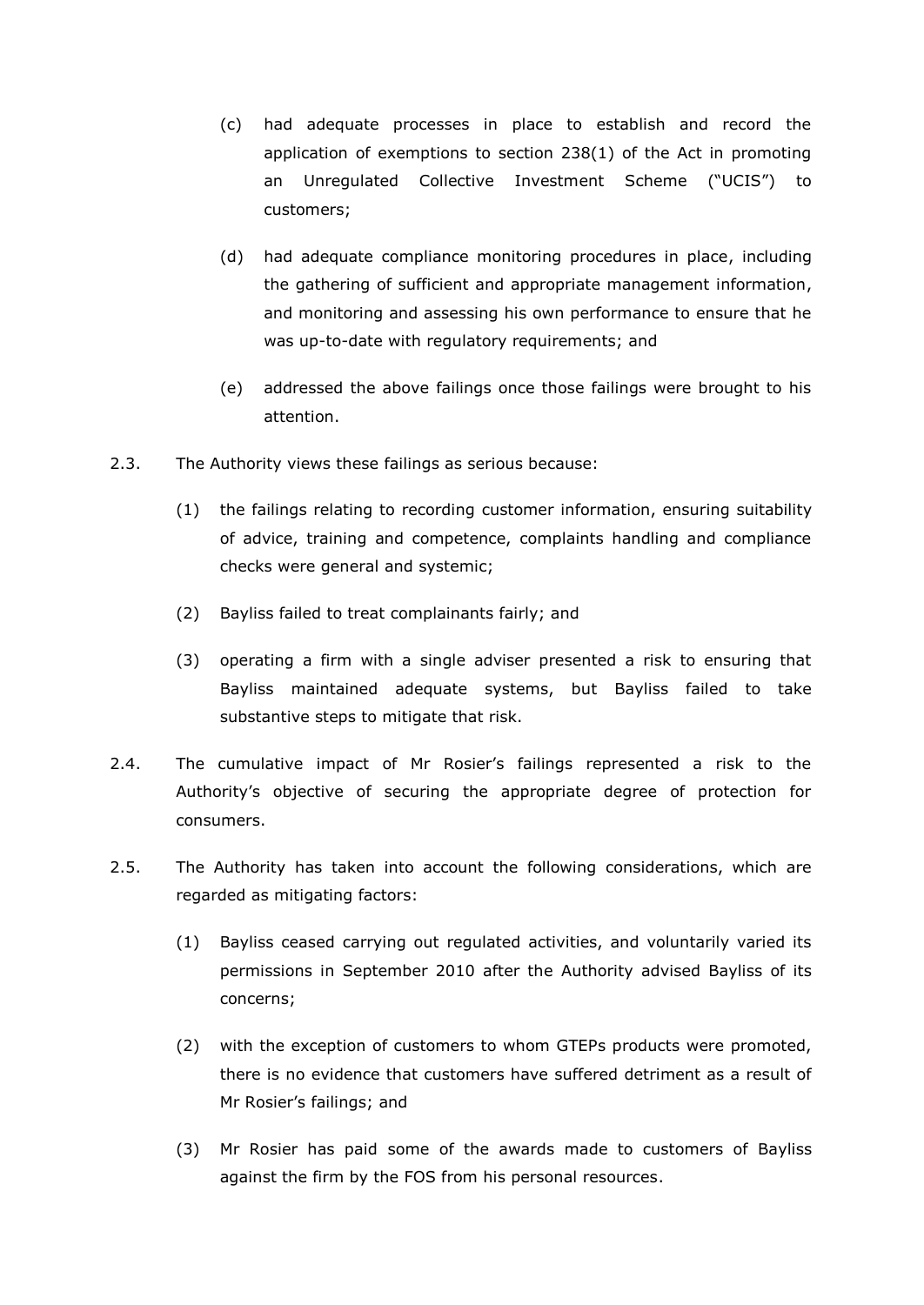(c) had adequate processes in place to establish and record the application of exemptions to section 238(1) of the Act in promoting an Unregulated Collective Investment Scheme ("UCIS") to customers;

(d) had adequate compliance monitoring procedures in place, including the gathering of sufficient and appropriate management information, and monitoring and assessing his own performance to ensure that he was up-to-date with regulatory requirements; and

(e) addressed the above failings once those failings were brought to his attention.

2.3. The Authority views these failings as serious because:

(1) the failings relating to recording customer information, ensuring suitability of advice, training and competence, complaints handling and compliance checks were general and systemic;

(2) Bayliss failed to treat complainants fairly; and

(3) operating a firm with a single adviser presented a risk to ensuring that Bayliss maintained adequate systems, but Bayliss failed to take substantive steps to mitigate that risk.

2.4. The cumulative impact of Mr Rosier's failings represented a risk to the Authority's objective of securing the appropriate degree of protection for consumers.

2.5. The Authority has taken into account the following considerations, which are regarded as mitigating factors:

(1) Bayliss ceased carrying out regulated activities, and voluntarily varied its permissions in September 2010 after the Authority advised Bayliss of its concerns;

(2) with the exception of customers to whom GTEPs products were promoted, there is no evidence that customers have suffered detriment as a result of Mr Rosier's failings; and

(3) Mr Rosier has paid some of the awards made to customers of Bayliss against the firm by the FOS from his personal resources.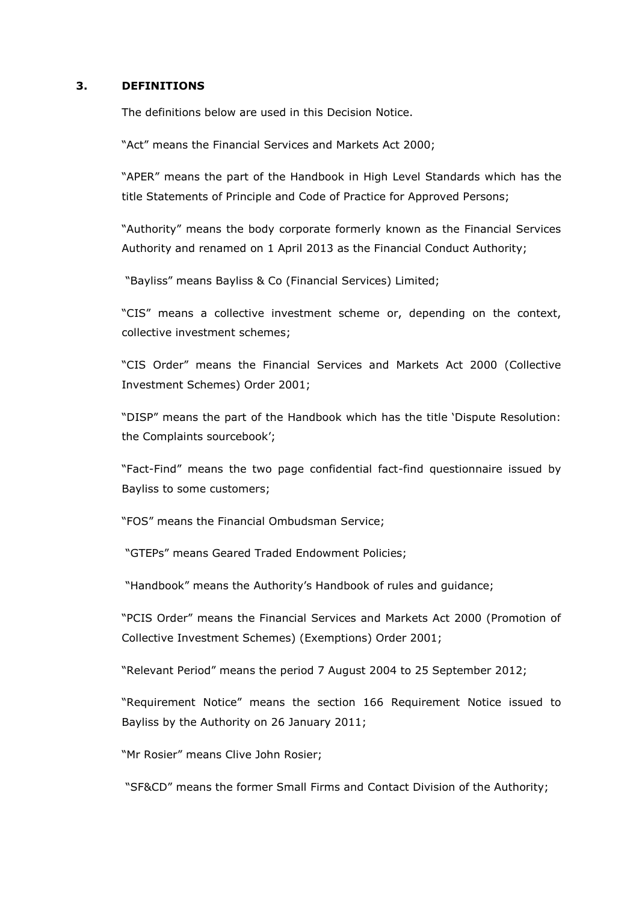## 3. DEFINITIONS

The definitions below are used in this Decision Notice.

"Act" means the Financial Services and Markets Act 2000;

"APER" means the part of the Handbook in High Level Standards which has the title Statements of Principle and Code of Practice for Approved Persons;

"Authority" means the body corporate formerly known as the Financial Services Authority and renamed on 1 April 2013 as the Financial Conduct Authority;

"Bayliss" means Bayliss & Co (Financial Services) Limited;

"CIS" means a collective investment scheme or, depending on the context, collective investment schemes;

"CIS Order" means the Financial Services and Markets Act 2000 (Collective Investment Schemes) Order 2001;

"DISP" means the part of the Handbook which has the title 'Dispute Resolution: the Complaints sourcebook';

"Fact-Find" means the two page confidential fact-find questionnaire issued by Bayliss to some customers;

"FOS" means the Financial Ombudsman Service;

"GTEPs" means Geared Traded Endowment Policies;

"Handbook" means the Authority's Handbook of rules and guidance;

"PCIS Order" means the Financial Services and Markets Act 2000 (Promotion of Collective Investment Schemes) (Exemptions) Order 2001;

"Relevant Period" means the period 7 August 2004 to 25 September 2012;

"Requirement Notice" means the section 166 Requirement Notice issued to Bayliss by the Authority on 26 January 2011;

"Mr Rosier" means Clive John Rosier;

"SF&CD" means the former Small Firms and Contact Division of the Authority;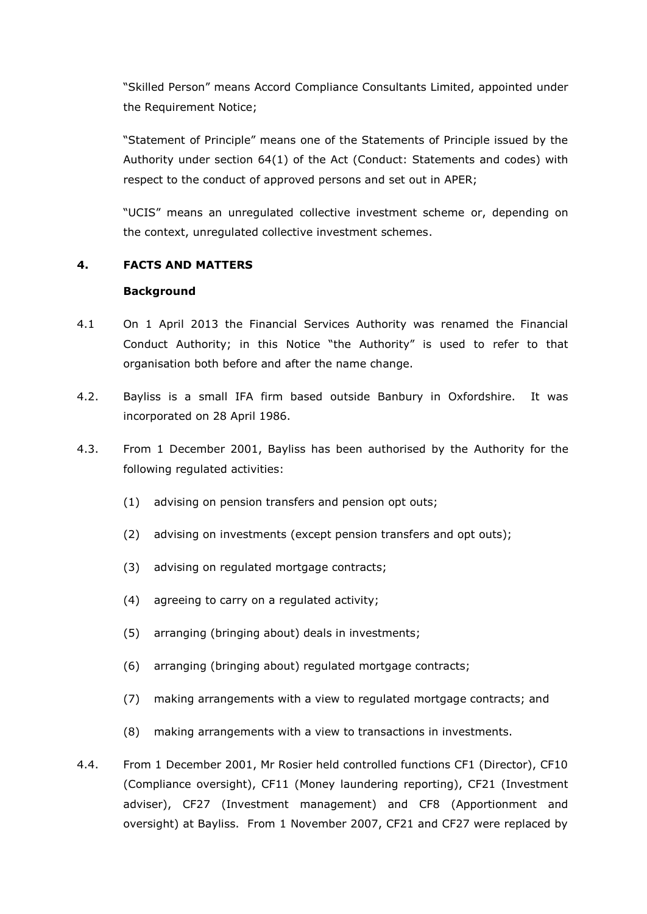"Skilled Person" means Accord Compliance Consultants Limited, appointed under the Requirement Notice;

"Statement of Principle" means one of the Statements of Principle issued by the Authority under section 64(1) of the Act (Conduct: Statements and codes) with respect to the conduct of approved persons and set out in APER;

"UCIS" means an unregulated collective investment scheme or, depending on the context, unregulated collective investment schemes.

## 4. FACTS AND MATTERS

### Background

4.1 On 1 April 2013 the Financial Services Authority was renamed the Financial Conduct Authority; in this Notice "the Authority" is used to refer to that organisation both before and after the name change.

4.2. Bayliss is a small IFA firm based outside Banbury in Oxfordshire. It was incorporated on 28 April 1986.

4.3. From 1 December 2001, Bayliss has been authorised by the Authority for the following regulated activities:

(1) advising on pension transfers and pension opt outs;

(2) advising on investments (except pension transfers and opt outs);

(3) advising on regulated mortgage contracts;

(4) agreeing to carry on a regulated activity;

(5) arranging (bringing about) deals in investments;

(6) arranging (bringing about) regulated mortgage contracts;

(7) making arrangements with a view to regulated mortgage contracts; and

(8) making arrangements with a view to transactions in investments.

4.4. From 1 December 2001, Mr Rosier held controlled functions CF1 (Director), CF10 (Compliance oversight), CF11 (Money laundering reporting), CF21 (Investment adviser), CF27 (Investment management) and CF8 (Apportionment and oversight) at Bayliss. From 1 November 2007, CF21 and CF27 were replaced by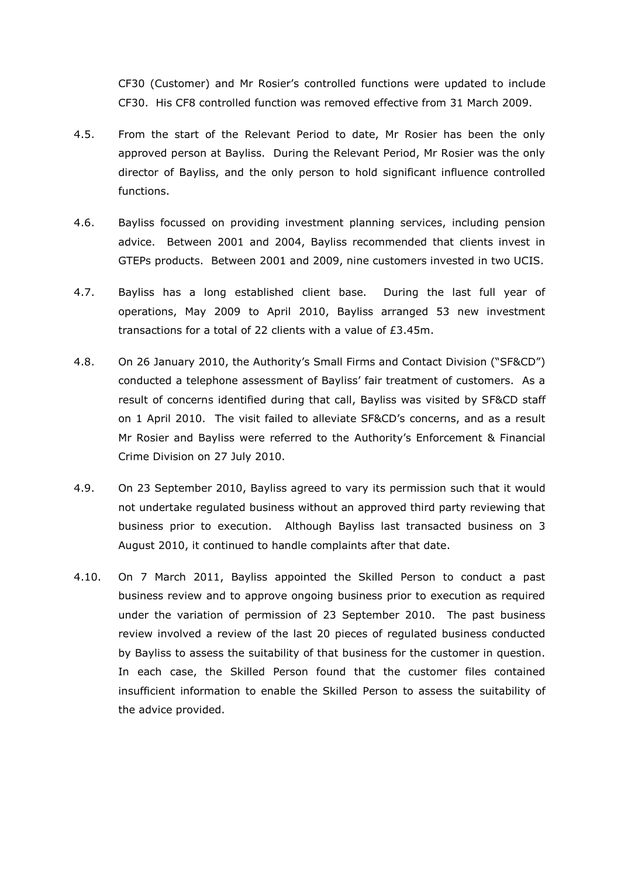CF30 (Customer) and Mr Rosier's controlled functions were updated to include CF30. His CF8 controlled function was removed effective from 31 March 2009.

4.5. From the start of the Relevant Period to date, Mr Rosier has been the only approved person at Bayliss. During the Relevant Period, Mr Rosier was the only director of Bayliss, and the only person to hold significant influence controlled functions.

4.6. Bayliss focussed on providing investment planning services, including pension advice. Between 2001 and 2004, Bayliss recommended that clients invest in GTEPs products. Between 2001 and 2009, nine customers invested in two UCIS.

4.7. Bayliss has a long established client base. During the last full year of operations, May 2009 to April 2010, Bayliss arranged 53 new investment transactions for a total of 22 clients with a value of £3.45m.

4.8. On 26 January 2010, the Authority's Small Firms and Contact Division ("SF&CD") conducted a telephone assessment of Bayliss' fair treatment of customers. As a result of concerns identified during that call, Bayliss was visited by SF&CD staff on 1 April 2010. The visit failed to alleviate SF&CD's concerns, and as a result Mr Rosier and Bayliss were referred to the Authority's Enforcement & Financial Crime Division on 27 July 2010.

4.9. On 23 September 2010, Bayliss agreed to vary its permission such that it would not undertake regulated business without an approved third party reviewing that business prior to execution. Although Bayliss last transacted business on 3 August 2010, it continued to handle complaints after that date.

4.10. On 7 March 2011, Bayliss appointed the Skilled Person to conduct a past business review and to approve ongoing business prior to execution as required under the variation of permission of 23 September 2010. The past business review involved a review of the last 20 pieces of regulated business conducted by Bayliss to assess the suitability of that business for the customer in question. In each case, the Skilled Person found that the customer files contained insufficient information to enable the Skilled Person to assess the suitability of the advice provided.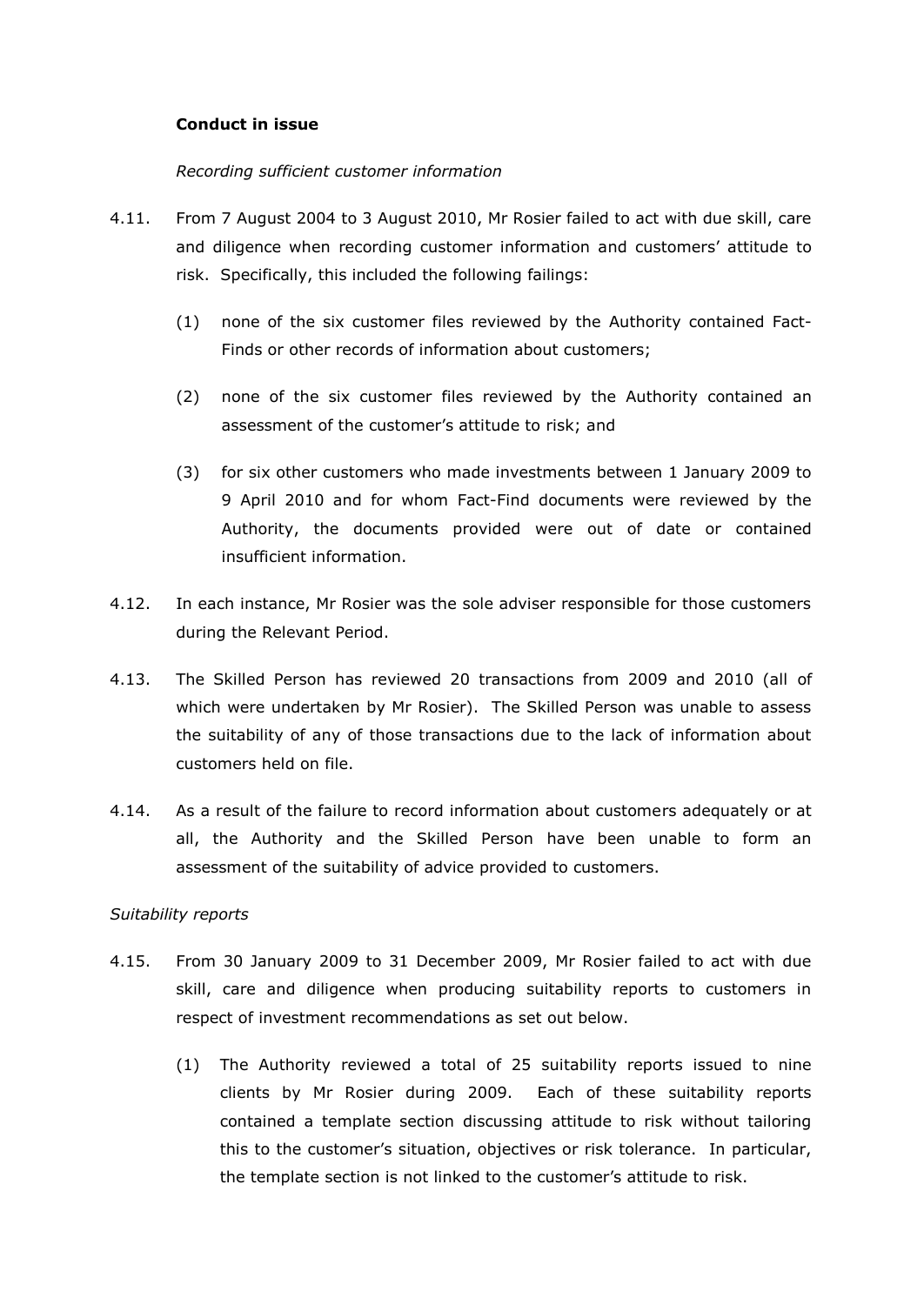**Conduct in issue**

*Recording sufficient customer information*

4.11. From 7 August 2004 to 3 August 2010, Mr Rosier failed to act with due skill, care and diligence when recording customer information and customers' attitude to risk. Specifically, this included the following failings:

(1) none of the six customer files reviewed by the Authority contained Fact-Finds or other records of information about customers;

(2) none of the six customer files reviewed by the Authority contained an assessment of the customer's attitude to risk; and

(3) for six other customers who made investments between 1 January 2009 to 9 April 2010 and for whom Fact-Find documents were reviewed by the Authority, the documents provided were out of date or contained insufficient information.

4.12. In each instance, Mr Rosier was the sole adviser responsible for those customers during the Relevant Period.

4.13. The Skilled Person has reviewed 20 transactions from 2009 and 2010 (all of which were undertaken by Mr Rosier). The Skilled Person was unable to assess the suitability of any of those transactions due to the lack of information about customers held on file.

4.14. As a result of the failure to record information about customers adequately or at all, the Authority and the Skilled Person have been unable to form an assessment of the suitability of advice provided to customers.

*Suitability reports*

4.15. From 30 January 2009 to 31 December 2009, Mr Rosier failed to act with due skill, care and diligence when producing suitability reports to customers in respect of investment recommendations as set out below.

(1) The Authority reviewed a total of 25 suitability reports issued to nine clients by Mr Rosier during 2009. Each of these suitability reports contained a template section discussing attitude to risk without tailoring this to the customer's situation, objectives or risk tolerance. In particular, the template section is not linked to the customer's attitude to risk.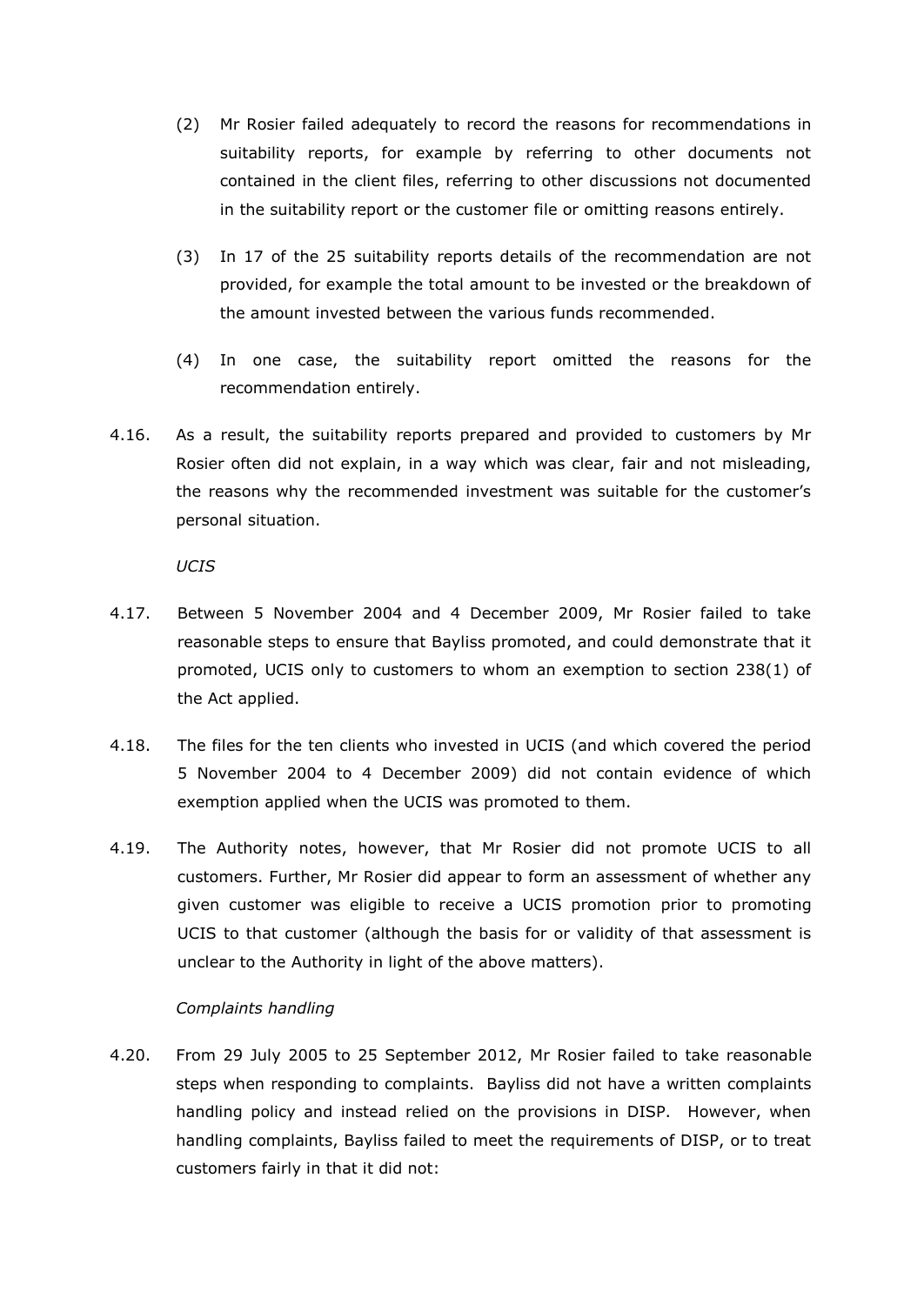(2) Mr Rosier failed adequately to record the reasons for recommendations in suitability reports, for example by referring to other documents not contained in the client files, referring to other discussions not documented in the suitability report or the customer file or omitting reasons entirely.

(3) In 17 of the 25 suitability reports details of the recommendation are not provided, for example the total amount to be invested or the breakdown of the amount invested between the various funds recommended.

(4) In one case, the suitability report omitted the reasons for the recommendation entirely.

4.16. As a result, the suitability reports prepared and provided to customers by Mr Rosier often did not explain, in a way which was clear, fair and not misleading, the reasons why the recommended investment was suitable for the customer's personal situation.

*UCIS*

4.17. Between 5 November 2004 and 4 December 2009, Mr Rosier failed to take reasonable steps to ensure that Bayliss promoted, and could demonstrate that it promoted, UCIS only to customers to whom an exemption to section 238(1) of the Act applied.

4.18. The files for the ten clients who invested in UCIS (and which covered the period 5 November 2004 to 4 December 2009) did not contain evidence of which exemption applied when the UCIS was promoted to them.

4.19. The Authority notes, however, that Mr Rosier did not promote UCIS to all customers. Further, Mr Rosier did appear to form an assessment of whether any given customer was eligible to receive a UCIS promotion prior to promoting UCIS to that customer (although the basis for or validity of that assessment is unclear to the Authority in light of the above matters).

*Complaints handling*

4.20. From 29 July 2005 to 25 September 2012, Mr Rosier failed to take reasonable steps when responding to complaints. Bayliss did not have a written complaints handling policy and instead relied on the provisions in DISP. However, when handling complaints, Bayliss failed to meet the requirements of DISP, or to treat customers fairly in that it did not: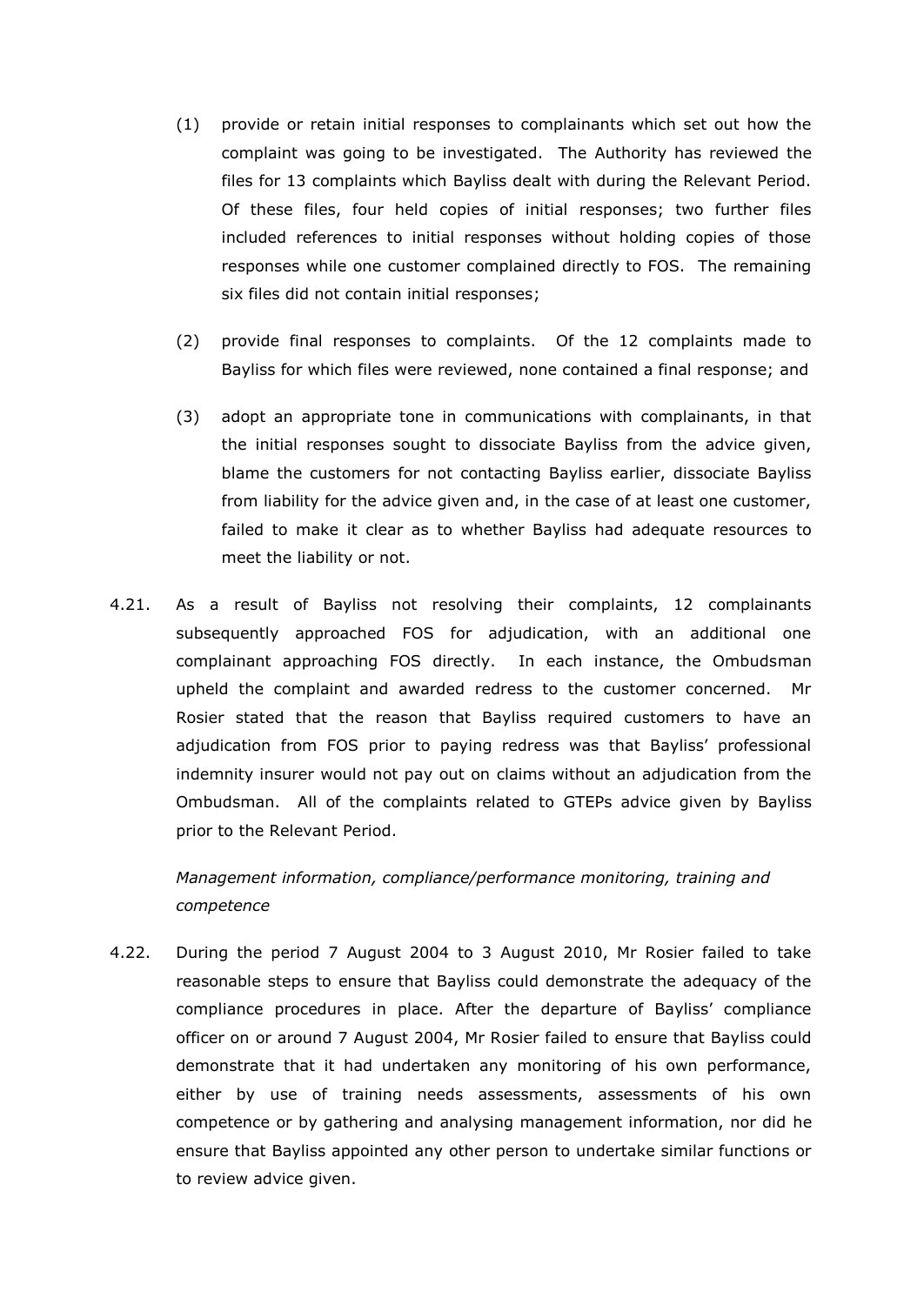(1) provide or retain initial responses to complainants which set out how the complaint was going to be investigated. The Authority has reviewed the files for 13 complaints which Bayliss dealt with during the Relevant Period. Of these files, four held copies of initial responses; two further files included references to initial responses without holding copies of those responses while one customer complained directly to FOS. The remaining six files did not contain initial responses;

(2) provide final responses to complaints. Of the 12 complaints made to Bayliss for which files were reviewed, none contained a final response; and

(3) adopt an appropriate tone in communications with complainants, in that the initial responses sought to dissociate Bayliss from the advice given, blame the customers for not contacting Bayliss earlier, dissociate Bayliss from liability for the advice given and, in the case of at least one customer, failed to make it clear as to whether Bayliss had adequate resources to meet the liability or not.

4.21. As a result of Bayliss not resolving their complaints, 12 complainants subsequently approached FOS for adjudication, with an additional one complainant approaching FOS directly. In each instance, the Ombudsman upheld the complaint and awarded redress to the customer concerned. Mr Rosier stated that the reason that Bayliss required customers to have an adjudication from FOS prior to paying redress was that Bayliss' professional indemnity insurer would not pay out on claims without an adjudication from the Ombudsman. All of the complaints related to GTEPs advice given by Bayliss prior to the Relevant Period.

*Management information, compliance/performance monitoring, training and competence*

4.22. During the period 7 August 2004 to 3 August 2010, Mr Rosier failed to take reasonable steps to ensure that Bayliss could demonstrate the adequacy of the compliance procedures in place. After the departure of Bayliss' compliance officer on or around 7 August 2004, Mr Rosier failed to ensure that Bayliss could demonstrate that it had undertaken any monitoring of his own performance, either by use of training needs assessments, assessments of his own competence or by gathering and analysing management information, nor did he ensure that Bayliss appointed any other person to undertake similar functions or to review advice given.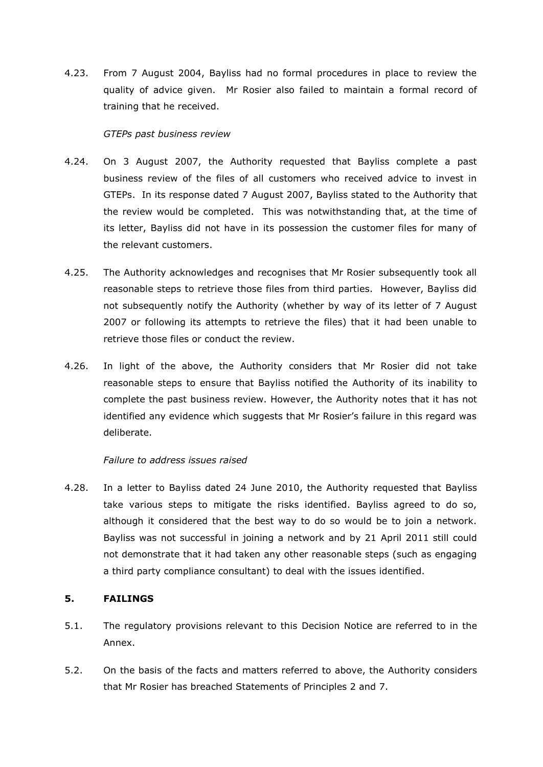4.23. From 7 August 2004, Bayliss had no formal procedures in place to review the quality of advice given. Mr Rosier also failed to maintain a formal record of training that he received.

*GTEPs past business review*

4.24. On 3 August 2007, the Authority requested that Bayliss complete a past business review of the files of all customers who received advice to invest in GTEPs. In its response dated 7 August 2007, Bayliss stated to the Authority that the review would be completed. This was notwithstanding that, at the time of its letter, Bayliss did not have in its possession the customer files for many of the relevant customers.

4.25. The Authority acknowledges and recognises that Mr Rosier subsequently took all reasonable steps to retrieve those files from third parties. However, Bayliss did not subsequently notify the Authority (whether by way of its letter of 7 August 2007 or following its attempts to retrieve the files) that it had been unable to retrieve those files or conduct the review.

4.26. In light of the above, the Authority considers that Mr Rosier did not take reasonable steps to ensure that Bayliss notified the Authority of its inability to complete the past business review. However, the Authority notes that it has not identified any evidence which suggests that Mr Rosier's failure in this regard was deliberate.

*Failure to address issues raised*

4.28. In a letter to Bayliss dated 24 June 2010, the Authority requested that Bayliss take various steps to mitigate the risks identified. Bayliss agreed to do so, although it considered that the best way to do so would be to join a network. Bayliss was not successful in joining a network and by 21 April 2011 still could not demonstrate that it had taken any other reasonable steps (such as engaging a third party compliance consultant) to deal with the issues identified.

## 5. FAILINGS

5.1. The regulatory provisions relevant to this Decision Notice are referred to in the Annex.

5.2. On the basis of the facts and matters referred to above, the Authority considers that Mr Rosier has breached Statements of Principles 2 and 7.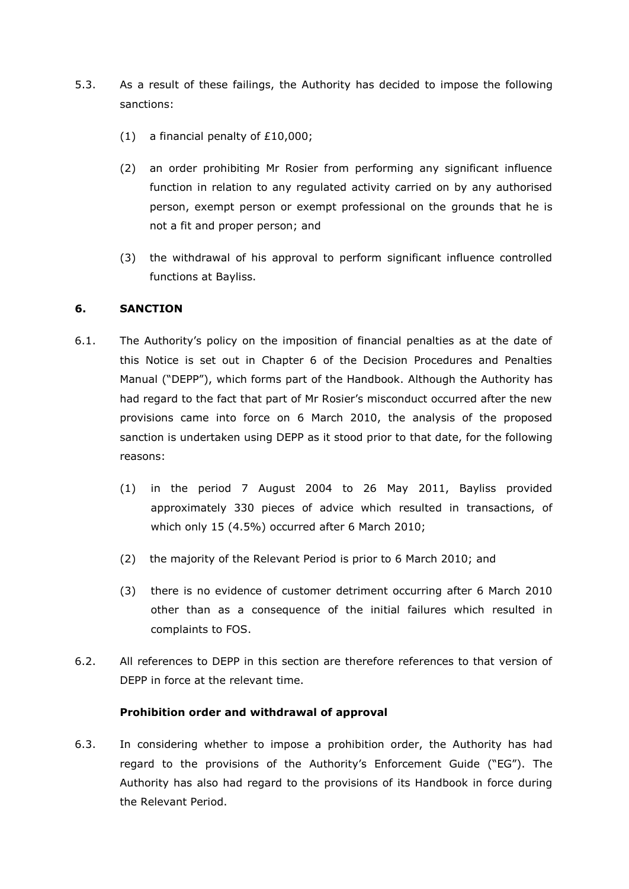5.3. As a result of these failings, the Authority has decided to impose the following sanctions:

(1) a financial penalty of £10,000;

(2) an order prohibiting Mr Rosier from performing any significant influence function in relation to any regulated activity carried on by any authorised person, exempt person or exempt professional on the grounds that he is not a fit and proper person; and

(3) the withdrawal of his approval to perform significant influence controlled functions at Bayliss.

## 6. SANCTION

6.1. The Authority's policy on the imposition of financial penalties as at the date of this Notice is set out in Chapter 6 of the Decision Procedures and Penalties Manual ("DEPP"), which forms part of the Handbook. Although the Authority has had regard to the fact that part of Mr Rosier's misconduct occurred after the new provisions came into force on 6 March 2010, the analysis of the proposed sanction is undertaken using DEPP as it stood prior to that date, for the following reasons:

(1) in the period 7 August 2004 to 26 May 2011, Bayliss provided approximately 330 pieces of advice which resulted in transactions, of which only 15 (4.5%) occurred after 6 March 2010;

(2) the majority of the Relevant Period is prior to 6 March 2010; and

(3) there is no evidence of customer detriment occurring after 6 March 2010 other than as a consequence of the initial failures which resulted in complaints to FOS.

6.2. All references to DEPP in this section are therefore references to that version of DEPP in force at the relevant time.

**Prohibition order and withdrawal of approval**

6.3. In considering whether to impose a prohibition order, the Authority has had regard to the provisions of the Authority's Enforcement Guide ("EG"). The Authority has also had regard to the provisions of its Handbook in force during the Relevant Period.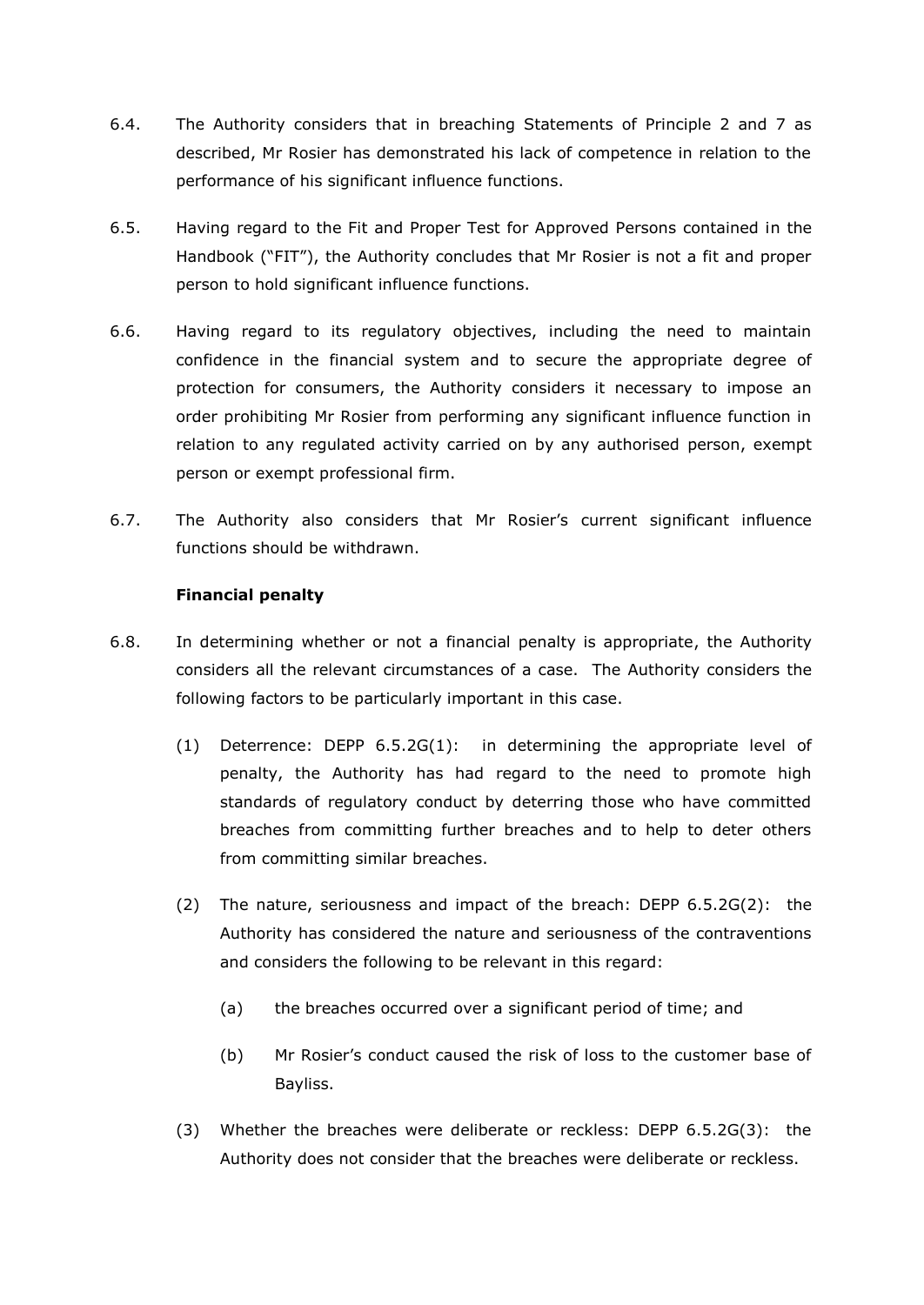6.4. The Authority considers that in breaching Statements of Principle 2 and 7 as described, Mr Rosier has demonstrated his lack of competence in relation to the performance of his significant influence functions.

6.5. Having regard to the Fit and Proper Test for Approved Persons contained in the Handbook ("FIT"), the Authority concludes that Mr Rosier is not a fit and proper person to hold significant influence functions.

6.6. Having regard to its regulatory objectives, including the need to maintain confidence in the financial system and to secure the appropriate degree of protection for consumers, the Authority considers it necessary to impose an order prohibiting Mr Rosier from performing any significant influence function in relation to any regulated activity carried on by any authorised person, exempt person or exempt professional firm.

6.7. The Authority also considers that Mr Rosier's current significant influence functions should be withdrawn.

**Financial penalty**

6.8. In determining whether or not a financial penalty is appropriate, the Authority considers all the relevant circumstances of a case. The Authority considers the following factors to be particularly important in this case.

(1) Deterrence: DEPP 6.5.2G(1): in determining the appropriate level of penalty, the Authority has had regard to the need to promote high standards of regulatory conduct by deterring those who have committed breaches from committing further breaches and to help to deter others from committing similar breaches.

(2) The nature, seriousness and impact of the breach: DEPP 6.5.2G(2): the Authority has considered the nature and seriousness of the contraventions and considers the following to be relevant in this regard:

(a) the breaches occurred over a significant period of time; and

(b) Mr Rosier's conduct caused the risk of loss to the customer base of Bayliss.

(3) Whether the breaches were deliberate or reckless: DEPP 6.5.2G(3): the Authority does not consider that the breaches were deliberate or reckless.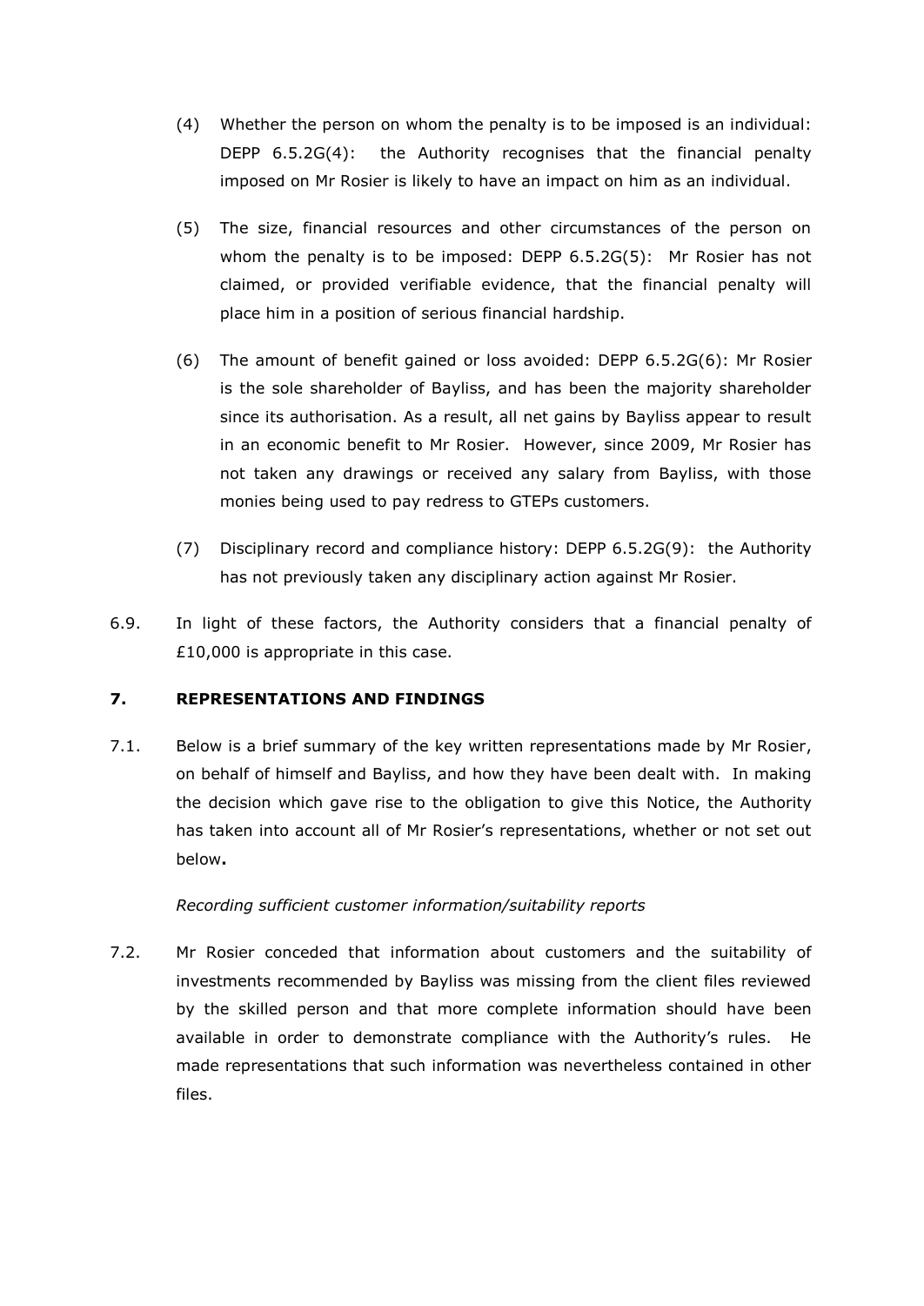(4) Whether the person on whom the penalty is to be imposed is an individual: DEPP 6.5.2G(4): the Authority recognises that the financial penalty imposed on Mr Rosier is likely to have an impact on him as an individual.

(5) The size, financial resources and other circumstances of the person on whom the penalty is to be imposed: DEPP 6.5.2G(5): Mr Rosier has not claimed, or provided verifiable evidence, that the financial penalty will place him in a position of serious financial hardship.

(6) The amount of benefit gained or loss avoided: DEPP 6.5.2G(6): Mr Rosier is the sole shareholder of Bayliss, and has been the majority shareholder since its authorisation. As a result, all net gains by Bayliss appear to result in an economic benefit to Mr Rosier. However, since 2009, Mr Rosier has not taken any drawings or received any salary from Bayliss, with those monies being used to pay redress to GTEPs customers.

(7) Disciplinary record and compliance history: DEPP 6.5.2G(9): the Authority has not previously taken any disciplinary action against Mr Rosier.

6.9. In light of these factors, the Authority considers that a financial penalty of £10,000 is appropriate in this case.

## 7. REPRESENTATIONS AND FINDINGS

7.1. Below is a brief summary of the key written representations made by Mr Rosier, on behalf of himself and Bayliss, and how they have been dealt with. In making the decision which gave rise to the obligation to give this Notice, the Authority has taken into account all of Mr Rosier's representations, whether or not set out below**.**

*Recording sufficient customer information/suitability reports*

7.2. Mr Rosier conceded that information about customers and the suitability of investments recommended by Bayliss was missing from the client files reviewed by the skilled person and that more complete information should have been available in order to demonstrate compliance with the Authority's rules. He made representations that such information was nevertheless contained in other files.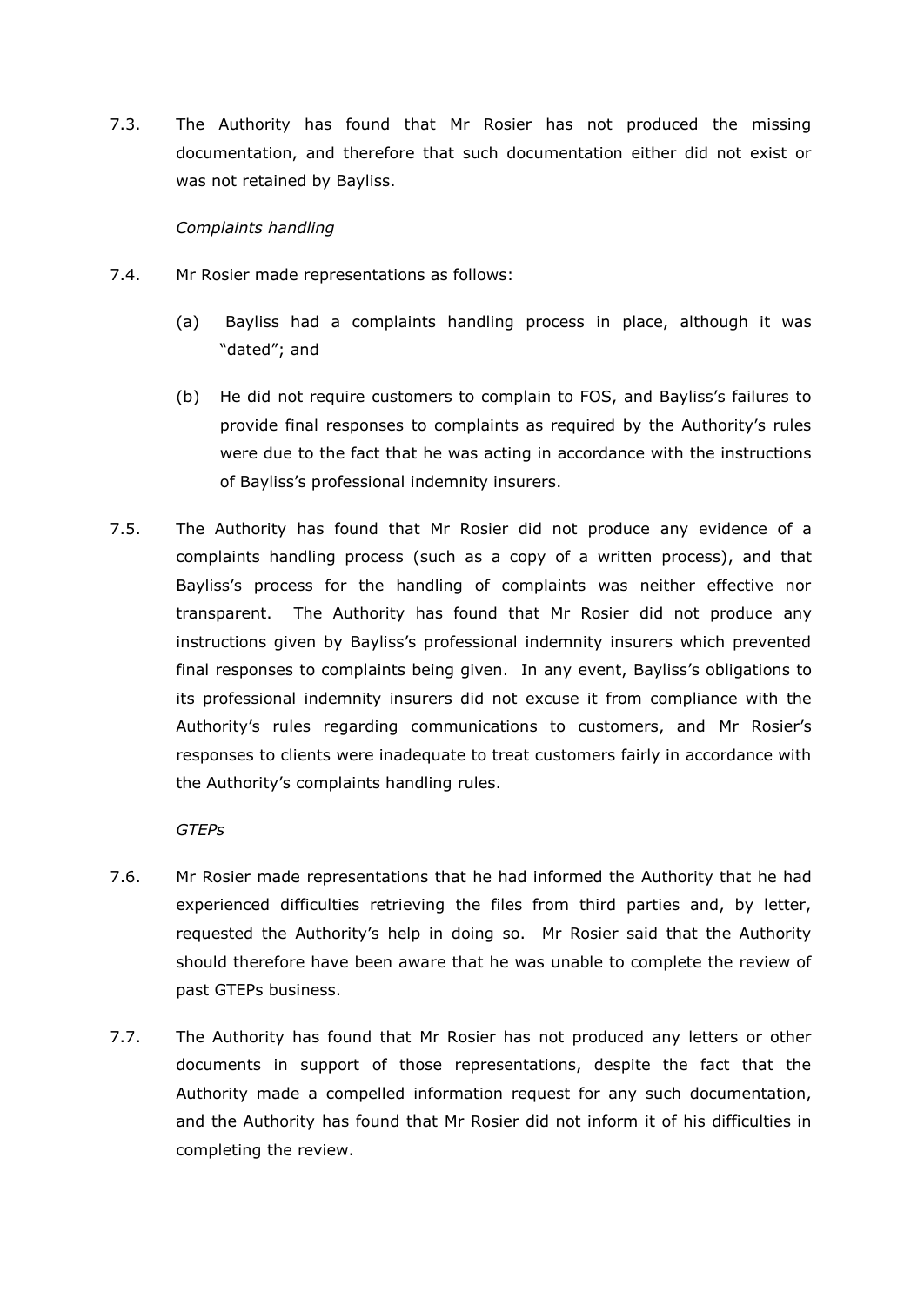7.3. The Authority has found that Mr Rosier has not produced the missing documentation, and therefore that such documentation either did not exist or was not retained by Bayliss.

*Complaints handling*

7.4. Mr Rosier made representations as follows:

(a) Bayliss had a complaints handling process in place, although it was "dated"; and

(b) He did not require customers to complain to FOS, and Bayliss's failures to provide final responses to complaints as required by the Authority's rules were due to the fact that he was acting in accordance with the instructions of Bayliss's professional indemnity insurers.

7.5. The Authority has found that Mr Rosier did not produce any evidence of a complaints handling process (such as a copy of a written process), and that Bayliss's process for the handling of complaints was neither effective nor transparent. The Authority has found that Mr Rosier did not produce any instructions given by Bayliss's professional indemnity insurers which prevented final responses to complaints being given. In any event, Bayliss's obligations to its professional indemnity insurers did not excuse it from compliance with the Authority's rules regarding communications to customers, and Mr Rosier's responses to clients were inadequate to treat customers fairly in accordance with the Authority's complaints handling rules.

*GTEPs*

7.6. Mr Rosier made representations that he had informed the Authority that he had experienced difficulties retrieving the files from third parties and, by letter, requested the Authority's help in doing so. Mr Rosier said that the Authority should therefore have been aware that he was unable to complete the review of past GTEPs business.

7.7. The Authority has found that Mr Rosier has not produced any letters or other documents in support of those representations, despite the fact that the Authority made a compelled information request for any such documentation, and the Authority has found that Mr Rosier did not inform it of his difficulties in completing the review.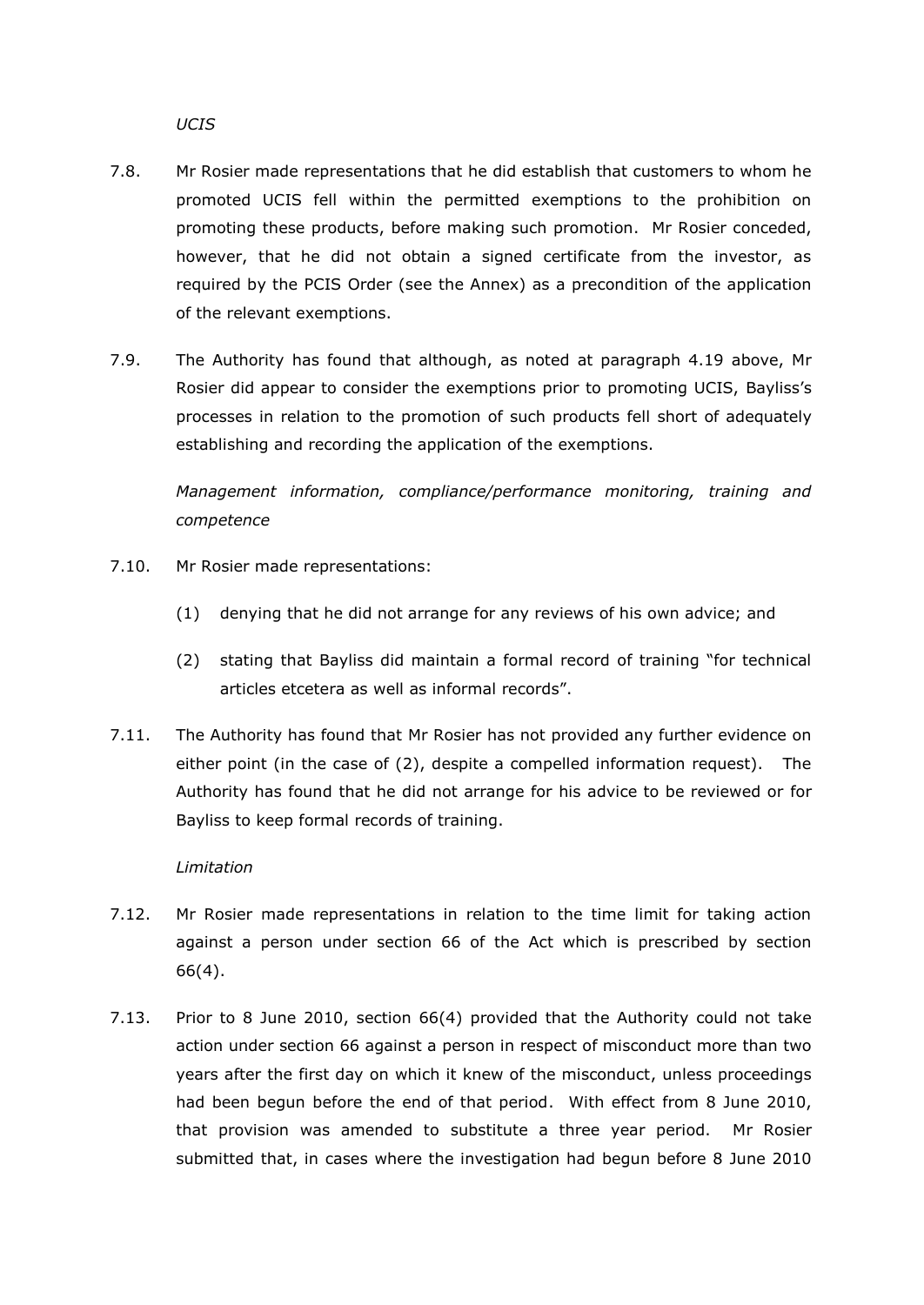*UCIS*

7.8. Mr Rosier made representations that he did establish that customers to whom he promoted UCIS fell within the permitted exemptions to the prohibition on promoting these products, before making such promotion. Mr Rosier conceded, however, that he did not obtain a signed certificate from the investor, as required by the PCIS Order (see the Annex) as a precondition of the application of the relevant exemptions.

7.9. The Authority has found that although, as noted at paragraph 4.19 above, Mr Rosier did appear to consider the exemptions prior to promoting UCIS, Bayliss's processes in relation to the promotion of such products fell short of adequately establishing and recording the application of the exemptions.

*Management information, compliance/performance monitoring, training and competence*

7.10. Mr Rosier made representations:

(1) denying that he did not arrange for any reviews of his own advice; and

(2) stating that Bayliss did maintain a formal record of training "for technical articles etcetera as well as informal records".

7.11. The Authority has found that Mr Rosier has not provided any further evidence on either point (in the case of (2), despite a compelled information request). The Authority has found that he did not arrange for his advice to be reviewed or for Bayliss to keep formal records of training.

*Limitation*

7.12. Mr Rosier made representations in relation to the time limit for taking action against a person under section 66 of the Act which is prescribed by section 66(4).

7.13. Prior to 8 June 2010, section 66(4) provided that the Authority could not take action under section 66 against a person in respect of misconduct more than two years after the first day on which it knew of the misconduct, unless proceedings had been begun before the end of that period. With effect from 8 June 2010, that provision was amended to substitute a three year period. Mr Rosier submitted that, in cases where the investigation had begun before 8 June 2010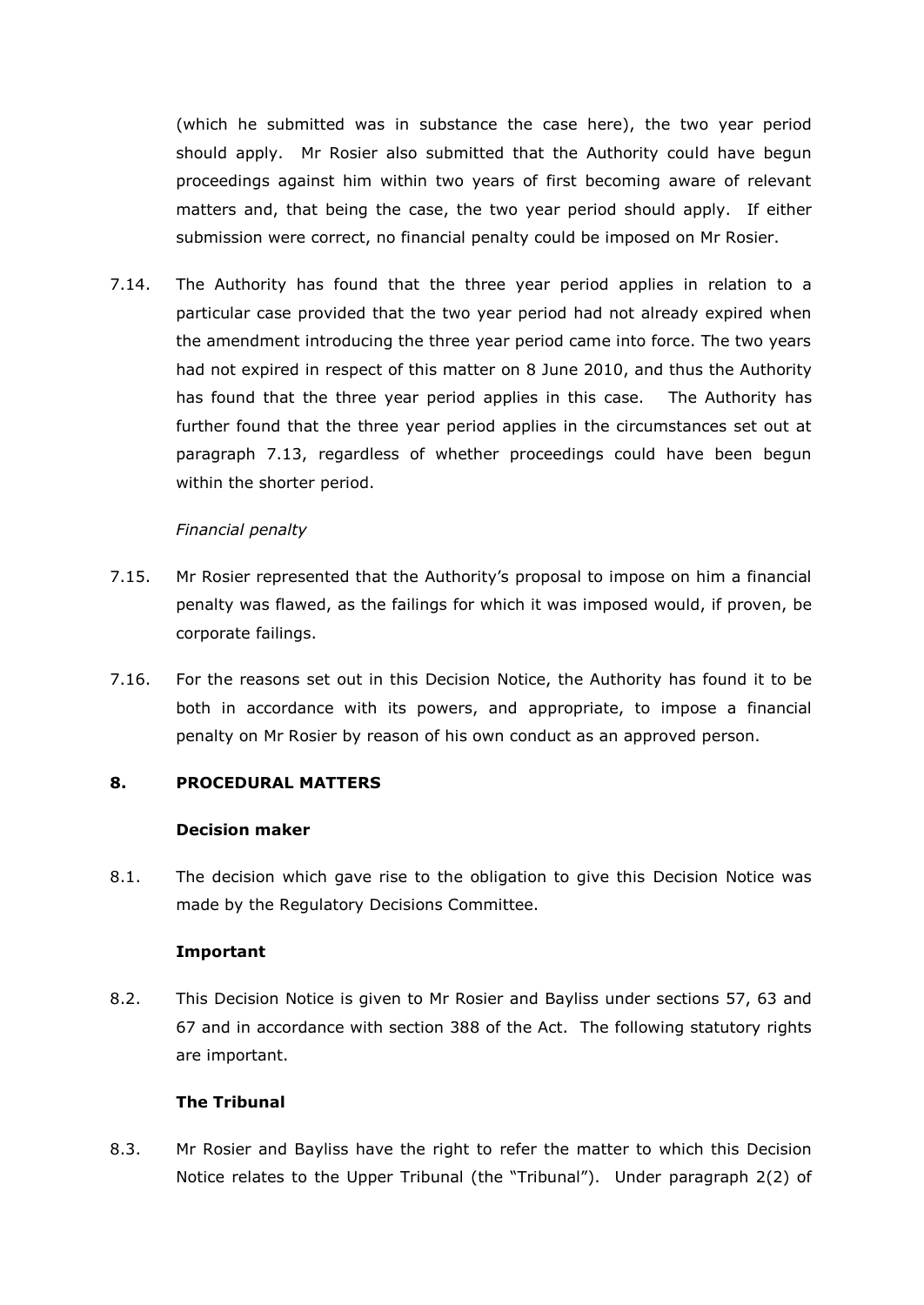(which he submitted was in substance the case here), the two year period should apply. Mr Rosier also submitted that the Authority could have begun proceedings against him within two years of first becoming aware of relevant matters and, that being the case, the two year period should apply. If either submission were correct, no financial penalty could be imposed on Mr Rosier.

7.14. The Authority has found that the three year period applies in relation to a particular case provided that the two year period had not already expired when the amendment introducing the three year period came into force. The two years had not expired in respect of this matter on 8 June 2010, and thus the Authority has found that the three year period applies in this case. The Authority has further found that the three year period applies in the circumstances set out at paragraph 7.13, regardless of whether proceedings could have been begun within the shorter period.

*Financial penalty*

7.15. Mr Rosier represented that the Authority's proposal to impose on him a financial penalty was flawed, as the failings for which it was imposed would, if proven, be corporate failings.

7.16. For the reasons set out in this Decision Notice, the Authority has found it to be both in accordance with its powers, and appropriate, to impose a financial penalty on Mr Rosier by reason of his own conduct as an approved person.

## 8. PROCEDURAL MATTERS

### Decision maker

8.1. The decision which gave rise to the obligation to give this Decision Notice was made by the Regulatory Decisions Committee.

### Important

8.2. This Decision Notice is given to Mr Rosier and Bayliss under sections 57, 63 and 67 and in accordance with section 388 of the Act. The following statutory rights are important.

### The Tribunal

8.3. Mr Rosier and Bayliss have the right to refer the matter to which this Decision Notice relates to the Upper Tribunal (the "Tribunal"). Under paragraph 2(2) of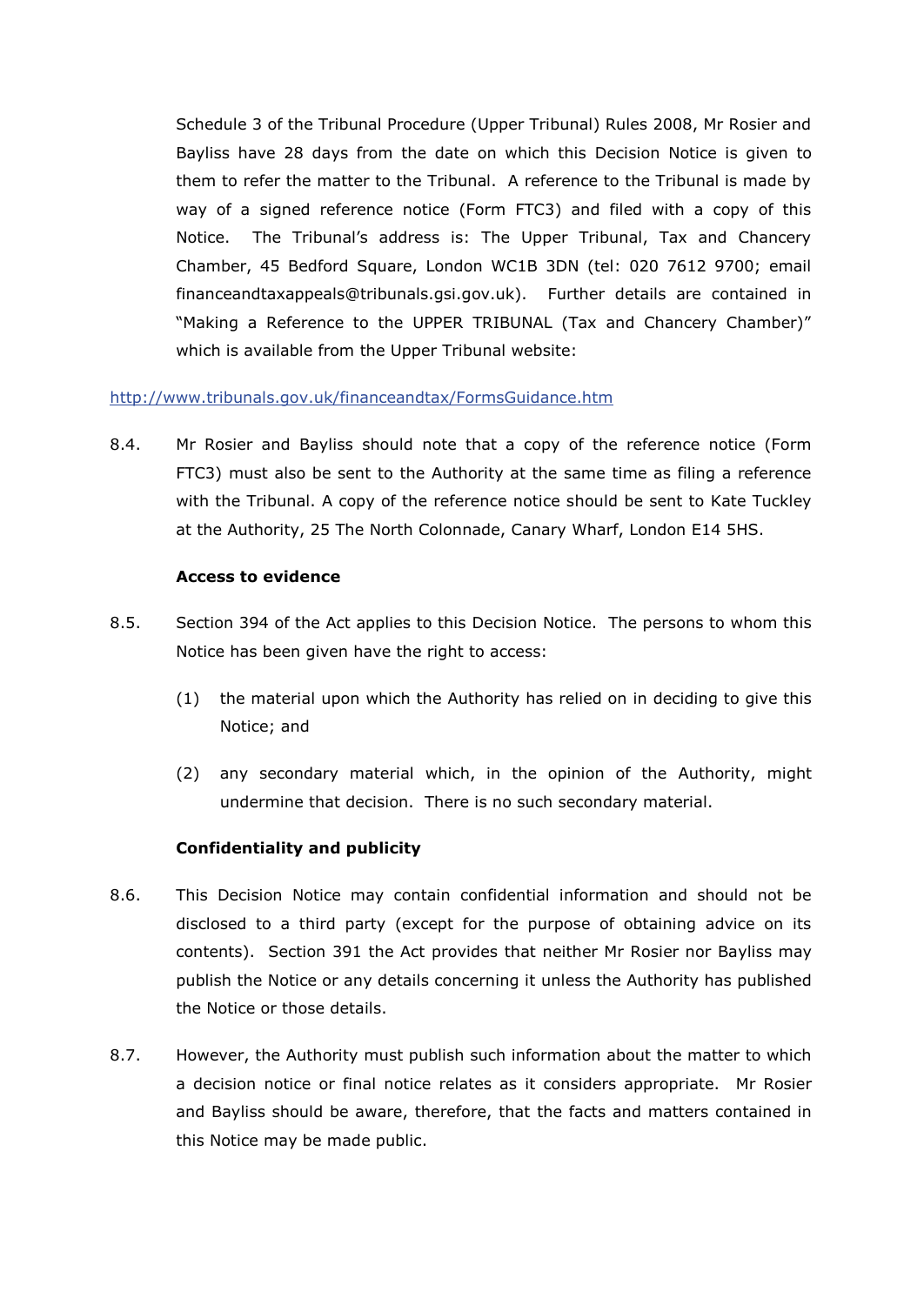Schedule 3 of the Tribunal Procedure (Upper Tribunal) Rules 2008, Mr Rosier and Bayliss have 28 days from the date on which this Decision Notice is given to them to refer the matter to the Tribunal. A reference to the Tribunal is made by way of a signed reference notice (Form FTC3) and filed with a copy of this Notice. The Tribunal's address is: The Upper Tribunal, Tax and Chancery Chamber, 45 Bedford Square, London WC1B 3DN (tel: 020 7612 9700; email financeandtaxappeals@tribunals.gsi.gov.uk). Further details are contained in "Making a Reference to the UPPER TRIBUNAL (Tax and Chancery Chamber)" which is available from the Upper Tribunal website:

http://www.tribunals.gov.uk/financeandtax/FormsGuidance.htm

8.4. Mr Rosier and Bayliss should note that a copy of the reference notice (Form FTC3) must also be sent to the Authority at the same time as filing a reference with the Tribunal. A copy of the reference notice should be sent to Kate Tuckley at the Authority, 25 The North Colonnade, Canary Wharf, London E14 5HS.

**Access to evidence**

8.5. Section 394 of the Act applies to this Decision Notice. The persons to whom this Notice has been given have the right to access:

(1) the material upon which the Authority has relied on in deciding to give this Notice; and

(2) any secondary material which, in the opinion of the Authority, might undermine that decision. There is no such secondary material.

**Confidentiality and publicity**

8.6. This Decision Notice may contain confidential information and should not be disclosed to a third party (except for the purpose of obtaining advice on its contents). Section 391 the Act provides that neither Mr Rosier nor Bayliss may publish the Notice or any details concerning it unless the Authority has published the Notice or those details.

8.7. However, the Authority must publish such information about the matter to which a decision notice or final notice relates as it considers appropriate. Mr Rosier and Bayliss should be aware, therefore, that the facts and matters contained in this Notice may be made public.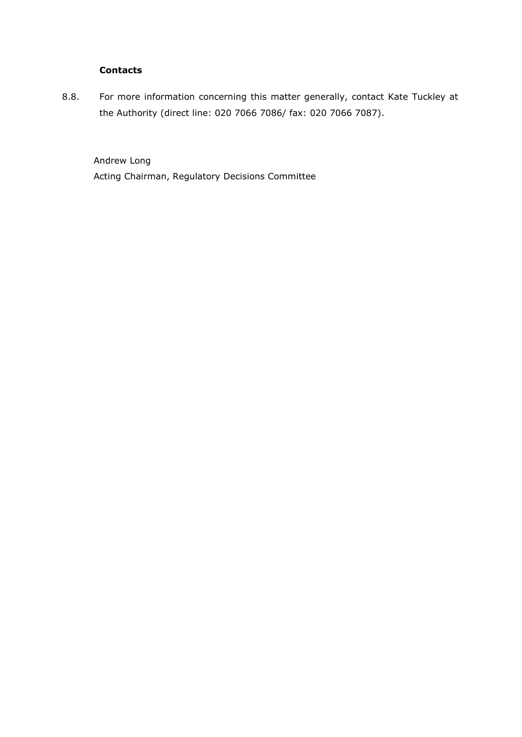**Contacts**

8.8. For more information concerning this matter generally, contact Kate Tuckley at the Authority (direct line: 020 7066 7086/ fax: 020 7066 7087).

Andrew Long
Acting Chairman, Regulatory Decisions Committee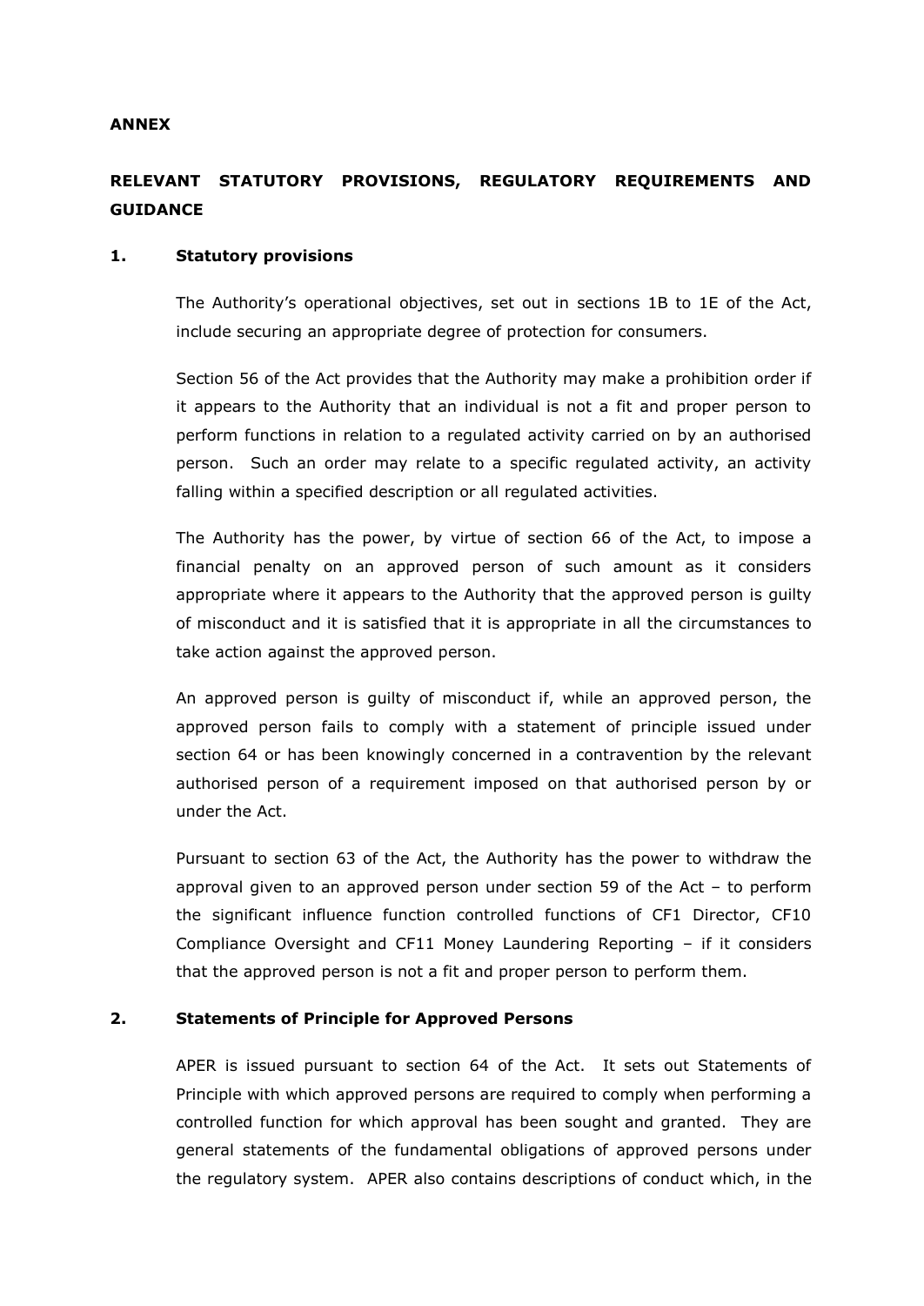**ANNEX**

**RELEVANT STATUTORY PROVISIONS, REGULATORY REQUIREMENTS AND GUIDANCE**

**1. Statutory provisions**

The Authority's operational objectives, set out in sections 1B to 1E of the Act, include securing an appropriate degree of protection for consumers.

Section 56 of the Act provides that the Authority may make a prohibition order if it appears to the Authority that an individual is not a fit and proper person to perform functions in relation to a regulated activity carried on by an authorised person. Such an order may relate to a specific regulated activity, an activity falling within a specified description or all regulated activities.

The Authority has the power, by virtue of section 66 of the Act, to impose a financial penalty on an approved person of such amount as it considers appropriate where it appears to the Authority that the approved person is guilty of misconduct and it is satisfied that it is appropriate in all the circumstances to take action against the approved person.

An approved person is guilty of misconduct if, while an approved person, the approved person fails to comply with a statement of principle issued under section 64 or has been knowingly concerned in a contravention by the relevant authorised person of a requirement imposed on that authorised person by or under the Act.

Pursuant to section 63 of the Act, the Authority has the power to withdraw the approval given to an approved person under section 59 of the Act – to perform the significant influence function controlled functions of CF1 Director, CF10 Compliance Oversight and CF11 Money Laundering Reporting – if it considers that the approved person is not a fit and proper person to perform them.

**2. Statements of Principle for Approved Persons**

APER is issued pursuant to section 64 of the Act. It sets out Statements of Principle with which approved persons are required to comply when performing a controlled function for which approval has been sought and granted. They are general statements of the fundamental obligations of approved persons under the regulatory system. APER also contains descriptions of conduct which, in the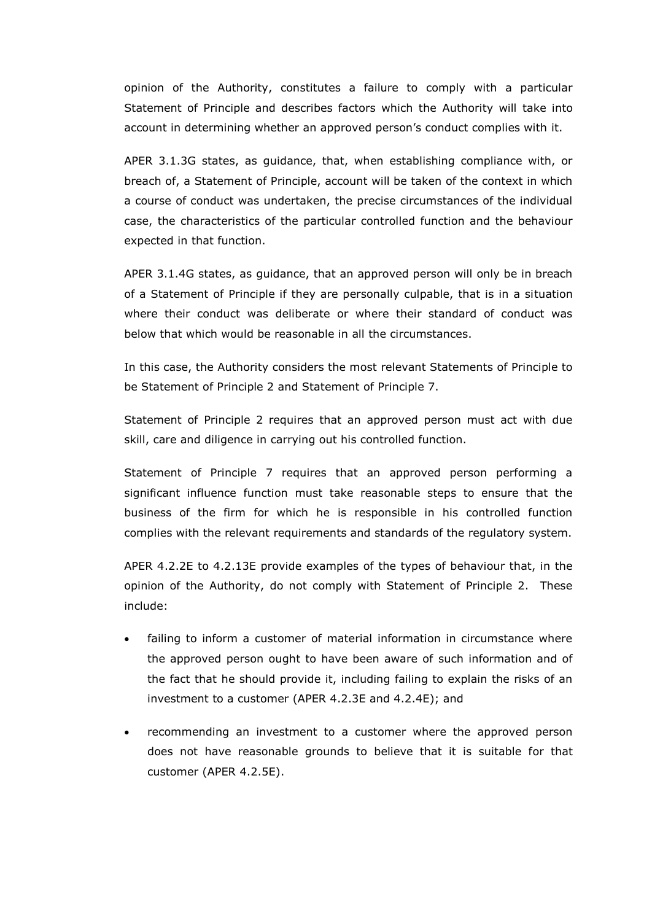opinion of the Authority, constitutes a failure to comply with a particular Statement of Principle and describes factors which the Authority will take into account in determining whether an approved person's conduct complies with it.

APER 3.1.3G states, as guidance, that, when establishing compliance with, or breach of, a Statement of Principle, account will be taken of the context in which a course of conduct was undertaken, the precise circumstances of the individual case, the characteristics of the particular controlled function and the behaviour expected in that function.

APER 3.1.4G states, as guidance, that an approved person will only be in breach of a Statement of Principle if they are personally culpable, that is in a situation where their conduct was deliberate or where their standard of conduct was below that which would be reasonable in all the circumstances.

In this case, the Authority considers the most relevant Statements of Principle to be Statement of Principle 2 and Statement of Principle 7.

Statement of Principle 2 requires that an approved person must act with due skill, care and diligence in carrying out his controlled function.

Statement of Principle 7 requires that an approved person performing a significant influence function must take reasonable steps to ensure that the business of the firm for which he is responsible in his controlled function complies with the relevant requirements and standards of the regulatory system.

APER 4.2.2E to 4.2.13E provide examples of the types of behaviour that, in the opinion of the Authority, do not comply with Statement of Principle 2. These include:

- failing to inform a customer of material information in circumstance where the approved person ought to have been aware of such information and of the fact that he should provide it, including failing to explain the risks of an investment to a customer (APER 4.2.3E and 4.2.4E); and
- recommending an investment to a customer where the approved person does not have reasonable grounds to believe that it is suitable for that customer (APER 4.2.5E).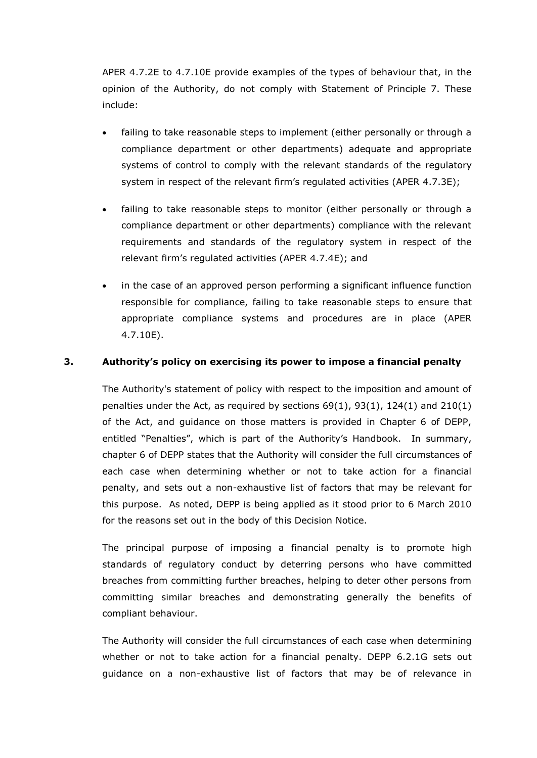APER 4.7.2E to 4.7.10E provide examples of the types of behaviour that, in the opinion of the Authority, do not comply with Statement of Principle 7. These include:

- failing to take reasonable steps to implement (either personally or through a compliance department or other departments) adequate and appropriate systems of control to comply with the relevant standards of the regulatory system in respect of the relevant firm's regulated activities (APER 4.7.3E);
- failing to take reasonable steps to monitor (either personally or through a compliance department or other departments) compliance with the relevant requirements and standards of the regulatory system in respect of the relevant firm's regulated activities (APER 4.7.4E); and
- in the case of an approved person performing a significant influence function responsible for compliance, failing to take reasonable steps to ensure that appropriate compliance systems and procedures are in place (APER 4.7.10E).

## 3. Authority's policy on exercising its power to impose a financial penalty

The Authority's statement of policy with respect to the imposition and amount of penalties under the Act, as required by sections 69(1), 93(1), 124(1) and 210(1) of the Act, and guidance on those matters is provided in Chapter 6 of DEPP, entitled "Penalties", which is part of the Authority's Handbook. In summary, chapter 6 of DEPP states that the Authority will consider the full circumstances of each case when determining whether or not to take action for a financial penalty, and sets out a non-exhaustive list of factors that may be relevant for this purpose. As noted, DEPP is being applied as it stood prior to 6 March 2010 for the reasons set out in the body of this Decision Notice.

The principal purpose of imposing a financial penalty is to promote high standards of regulatory conduct by deterring persons who have committed breaches from committing further breaches, helping to deter other persons from committing similar breaches and demonstrating generally the benefits of compliant behaviour.

The Authority will consider the full circumstances of each case when determining whether or not to take action for a financial penalty. DEPP 6.2.1G sets out guidance on a non-exhaustive list of factors that may be of relevance in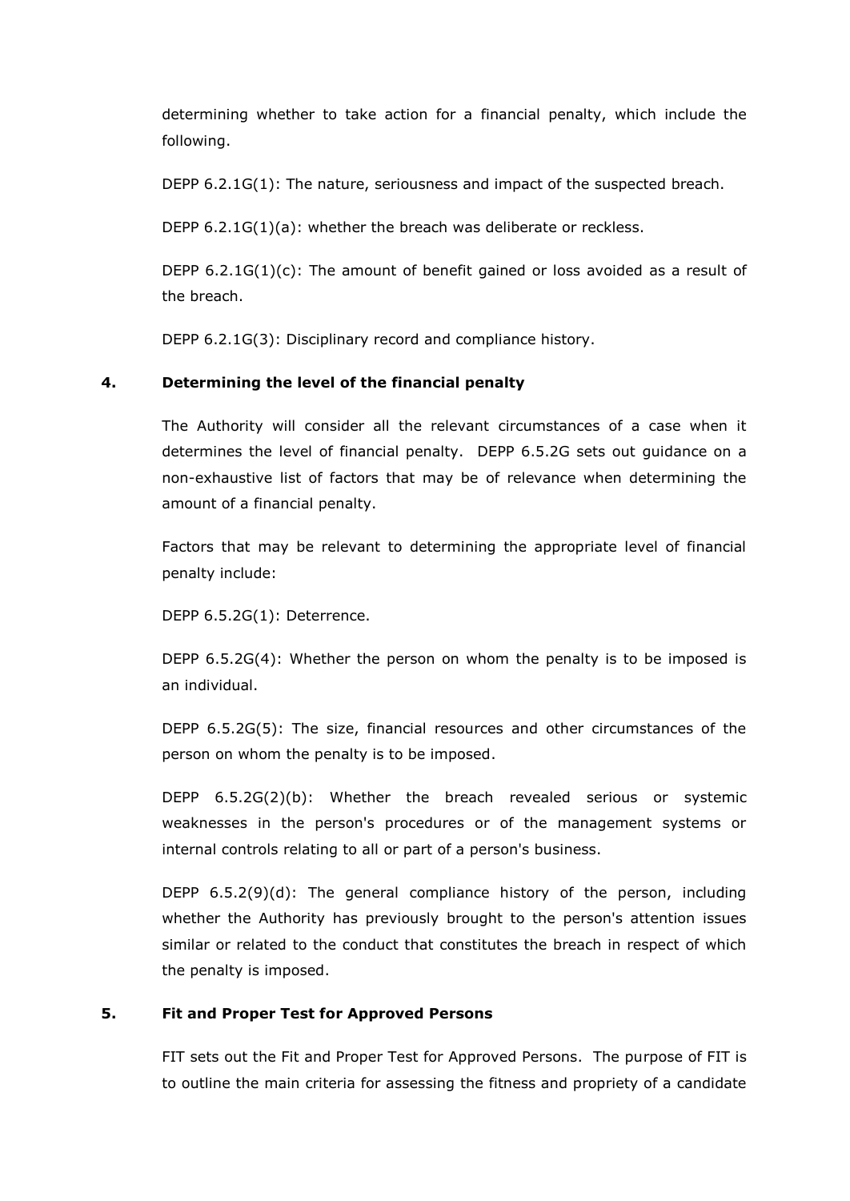determining whether to take action for a financial penalty, which include the following.

DEPP 6.2.1G(1): The nature, seriousness and impact of the suspected breach.

DEPP 6.2.1G(1)(a): whether the breach was deliberate or reckless.

DEPP 6.2.1G(1)(c): The amount of benefit gained or loss avoided as a result of the breach.

DEPP 6.2.1G(3): Disciplinary record and compliance history.

**4. Determining the level of the financial penalty**

The Authority will consider all the relevant circumstances of a case when it determines the level of financial penalty. DEPP 6.5.2G sets out guidance on a non-exhaustive list of factors that may be of relevance when determining the amount of a financial penalty.

Factors that may be relevant to determining the appropriate level of financial penalty include:

DEPP 6.5.2G(1): Deterrence.

DEPP 6.5.2G(4): Whether the person on whom the penalty is to be imposed is an individual.

DEPP 6.5.2G(5): The size, financial resources and other circumstances of the person on whom the penalty is to be imposed.

DEPP 6.5.2G(2)(b): Whether the breach revealed serious or systemic weaknesses in the person's procedures or of the management systems or internal controls relating to all or part of a person's business.

DEPP 6.5.2(9)(d): The general compliance history of the person, including whether the Authority has previously brought to the person's attention issues similar or related to the conduct that constitutes the breach in respect of which the penalty is imposed.

**5. Fit and Proper Test for Approved Persons**

FIT sets out the Fit and Proper Test for Approved Persons. The purpose of FIT is to outline the main criteria for assessing the fitness and propriety of a candidate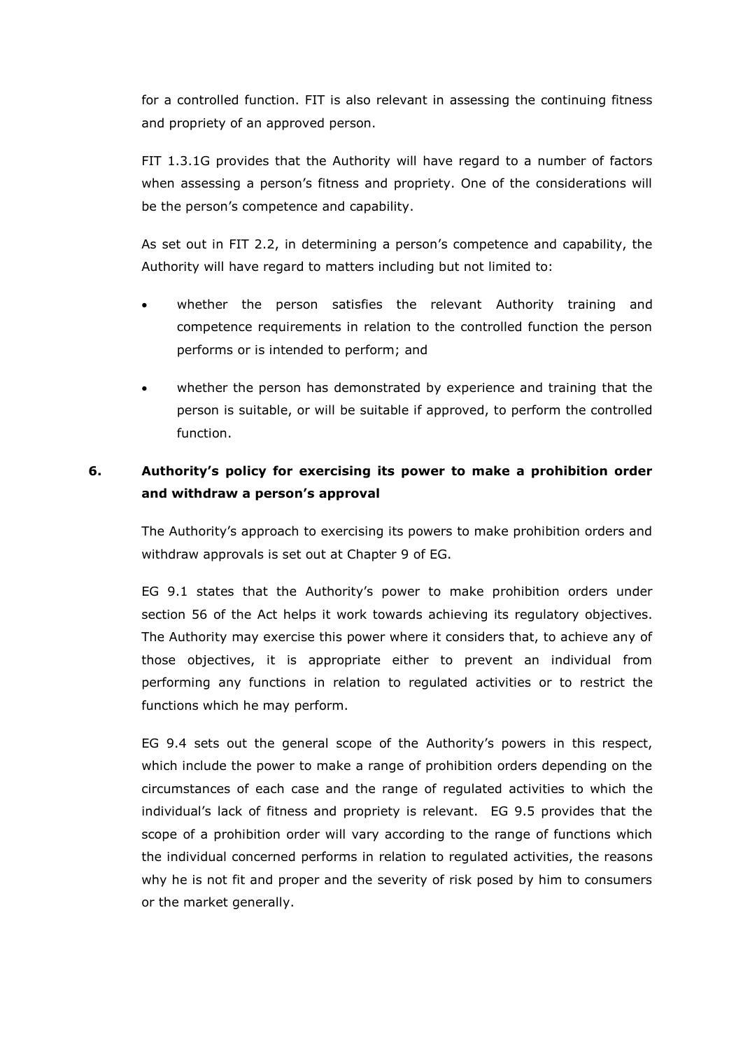for a controlled function. FIT is also relevant in assessing the continuing fitness and propriety of an approved person.

FIT 1.3.1G provides that the Authority will have regard to a number of factors when assessing a person's fitness and propriety. One of the considerations will be the person's competence and capability.

As set out in FIT 2.2, in determining a person's competence and capability, the Authority will have regard to matters including but not limited to:

- whether the person satisfies the relevant Authority training and competence requirements in relation to the controlled function the person performs or is intended to perform; and
- whether the person has demonstrated by experience and training that the person is suitable, or will be suitable if approved, to perform the controlled function.

## 6. Authority's policy for exercising its power to make a prohibition order and withdraw a person's approval

The Authority's approach to exercising its powers to make prohibition orders and withdraw approvals is set out at Chapter 9 of EG.

EG 9.1 states that the Authority's power to make prohibition orders under section 56 of the Act helps it work towards achieving its regulatory objectives. The Authority may exercise this power where it considers that, to achieve any of those objectives, it is appropriate either to prevent an individual from performing any functions in relation to regulated activities or to restrict the functions which he may perform.

EG 9.4 sets out the general scope of the Authority's powers in this respect, which include the power to make a range of prohibition orders depending on the circumstances of each case and the range of regulated activities to which the individual's lack of fitness and propriety is relevant. EG 9.5 provides that the scope of a prohibition order will vary according to the range of functions which the individual concerned performs in relation to regulated activities, the reasons why he is not fit and proper and the severity of risk posed by him to consumers or the market generally.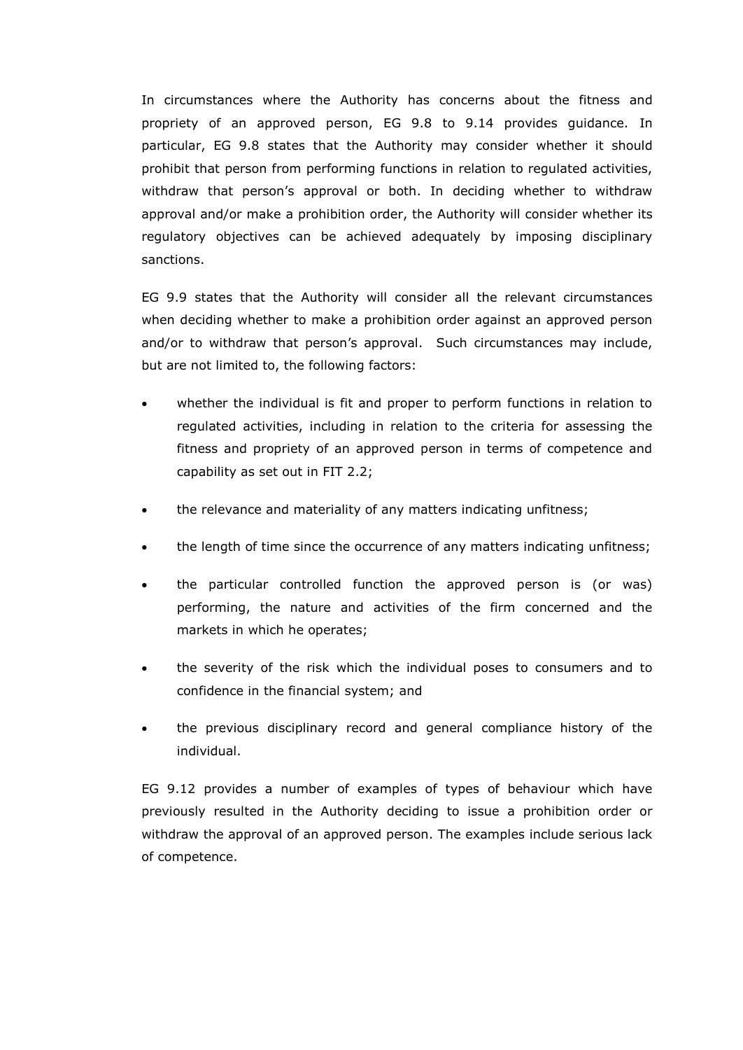In circumstances where the Authority has concerns about the fitness and propriety of an approved person, EG 9.8 to 9.14 provides guidance. In particular, EG 9.8 states that the Authority may consider whether it should prohibit that person from performing functions in relation to regulated activities, withdraw that person's approval or both. In deciding whether to withdraw approval and/or make a prohibition order, the Authority will consider whether its regulatory objectives can be achieved adequately by imposing disciplinary sanctions.

EG 9.9 states that the Authority will consider all the relevant circumstances when deciding whether to make a prohibition order against an approved person and/or to withdraw that person's approval. Such circumstances may include, but are not limited to, the following factors:

- whether the individual is fit and proper to perform functions in relation to regulated activities, including in relation to the criteria for assessing the fitness and propriety of an approved person in terms of competence and capability as set out in FIT 2.2;
- the relevance and materiality of any matters indicating unfitness;
- the length of time since the occurrence of any matters indicating unfitness;
- the particular controlled function the approved person is (or was) performing, the nature and activities of the firm concerned and the markets in which he operates;
- the severity of the risk which the individual poses to consumers and to confidence in the financial system; and
- the previous disciplinary record and general compliance history of the individual.

EG 9.12 provides a number of examples of types of behaviour which have previously resulted in the Authority deciding to issue a prohibition order or withdraw the approval of an approved person. The examples include serious lack of competence.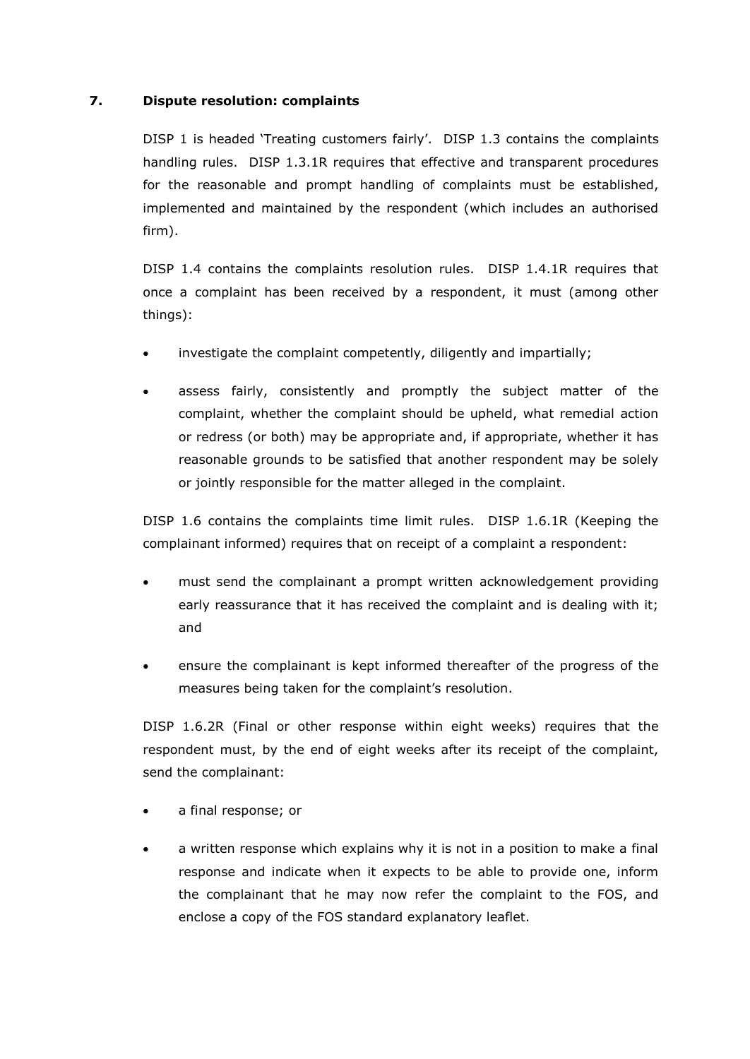## 7. Dispute resolution: complaints

DISP 1 is headed 'Treating customers fairly'. DISP 1.3 contains the complaints handling rules. DISP 1.3.1R requires that effective and transparent procedures for the reasonable and prompt handling of complaints must be established, implemented and maintained by the respondent (which includes an authorised firm).

DISP 1.4 contains the complaints resolution rules. DISP 1.4.1R requires that once a complaint has been received by a respondent, it must (among other things):

- investigate the complaint competently, diligently and impartially;
- assess fairly, consistently and promptly the subject matter of the complaint, whether the complaint should be upheld, what remedial action or redress (or both) may be appropriate and, if appropriate, whether it has reasonable grounds to be satisfied that another respondent may be solely or jointly responsible for the matter alleged in the complaint.

DISP 1.6 contains the complaints time limit rules. DISP 1.6.1R (Keeping the complainant informed) requires that on receipt of a complaint a respondent:

- must send the complainant a prompt written acknowledgement providing early reassurance that it has received the complaint and is dealing with it; and
- ensure the complainant is kept informed thereafter of the progress of the measures being taken for the complaint's resolution.

DISP 1.6.2R (Final or other response within eight weeks) requires that the respondent must, by the end of eight weeks after its receipt of the complaint, send the complainant:

- a final response; or
- a written response which explains why it is not in a position to make a final response and indicate when it expects to be able to provide one, inform the complainant that he may now refer the complaint to the FOS, and enclose a copy of the FOS standard explanatory leaflet.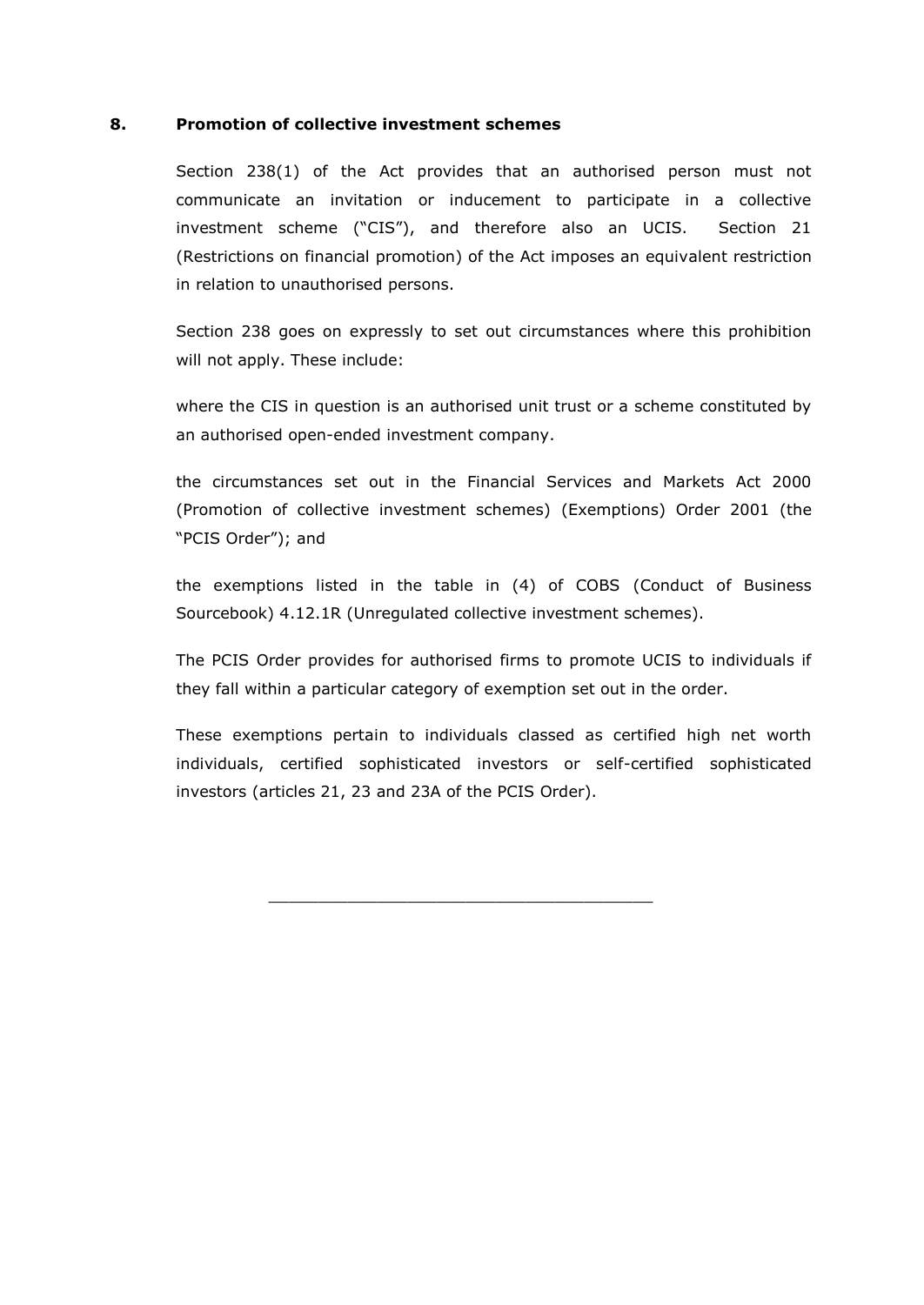## 8. Promotion of collective investment schemes

Section 238(1) of the Act provides that an authorised person must not communicate an invitation or inducement to participate in a collective investment scheme ("CIS"), and therefore also an UCIS. Section 21 (Restrictions on financial promotion) of the Act imposes an equivalent restriction in relation to unauthorised persons.

Section 238 goes on expressly to set out circumstances where this prohibition will not apply. These include:

where the CIS in question is an authorised unit trust or a scheme constituted by an authorised open-ended investment company.

the circumstances set out in the Financial Services and Markets Act 2000 (Promotion of collective investment schemes) (Exemptions) Order 2001 (the "PCIS Order"); and

the exemptions listed in the table in (4) of COBS (Conduct of Business Sourcebook) 4.12.1R (Unregulated collective investment schemes).

The PCIS Order provides for authorised firms to promote UCIS to individuals if they fall within a particular category of exemption set out in the order.

These exemptions pertain to individuals classed as certified high net worth individuals, certified sophisticated investors or self-certified sophisticated investors (articles 21, 23 and 23A of the PCIS Order).

---